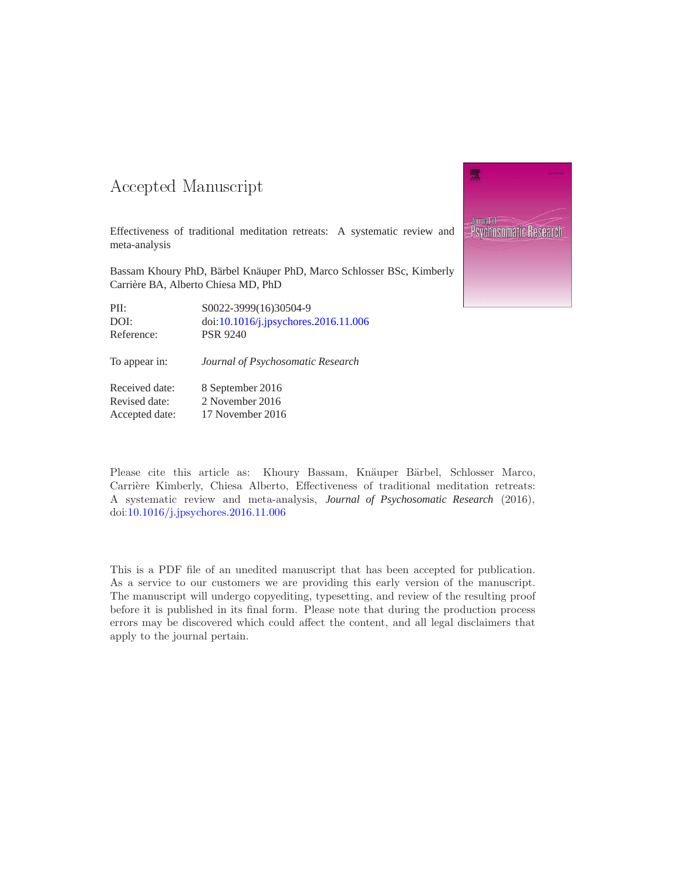# Accepted Manuscript

Effectiveness of traditional meditation retreats: A systematic review and meta-analysis

Bassam Khoury PhD, Bärbel Knäuper PhD, Marco Schlosser BSc, Kimberly Carrière BA, Alberto Chiesa MD, PhD

| | |
|---|---|
| PII: | S0022-3999(16)30504-9 |
| DOI: | doi:10.1016/j.jpsychores.2016.11.006 |
| Reference: | PSR 9240 |

To appear in: *Journal of Psychosomatic Research*

| | |
|---|---|
| Received date: | 8 September 2016 |
| Revised date: | 2 November 2016 |
| Accepted date: | 17 November 2016 |

Please cite this article as: Khoury Bassam, Knäuper Bärbel, Schlosser Marco, Carrière Kimberly, Chiesa Alberto, Effectiveness of traditional meditation retreats: A systematic review and meta-analysis, *Journal of Psychosomatic Research* (2016), doi:10.1016/j.jpsychores.2016.11.006

This is a PDF file of an unedited manuscript that has been accepted for publication. As a service to our customers we are providing this early version of the manuscript. The manuscript will undergo copyediting, typesetting, and review of the resulting proof before it is published in its final form. Please note that during the production process errors may be discovered which could affect the content, and all legal disclaimers that apply to the journal pertain.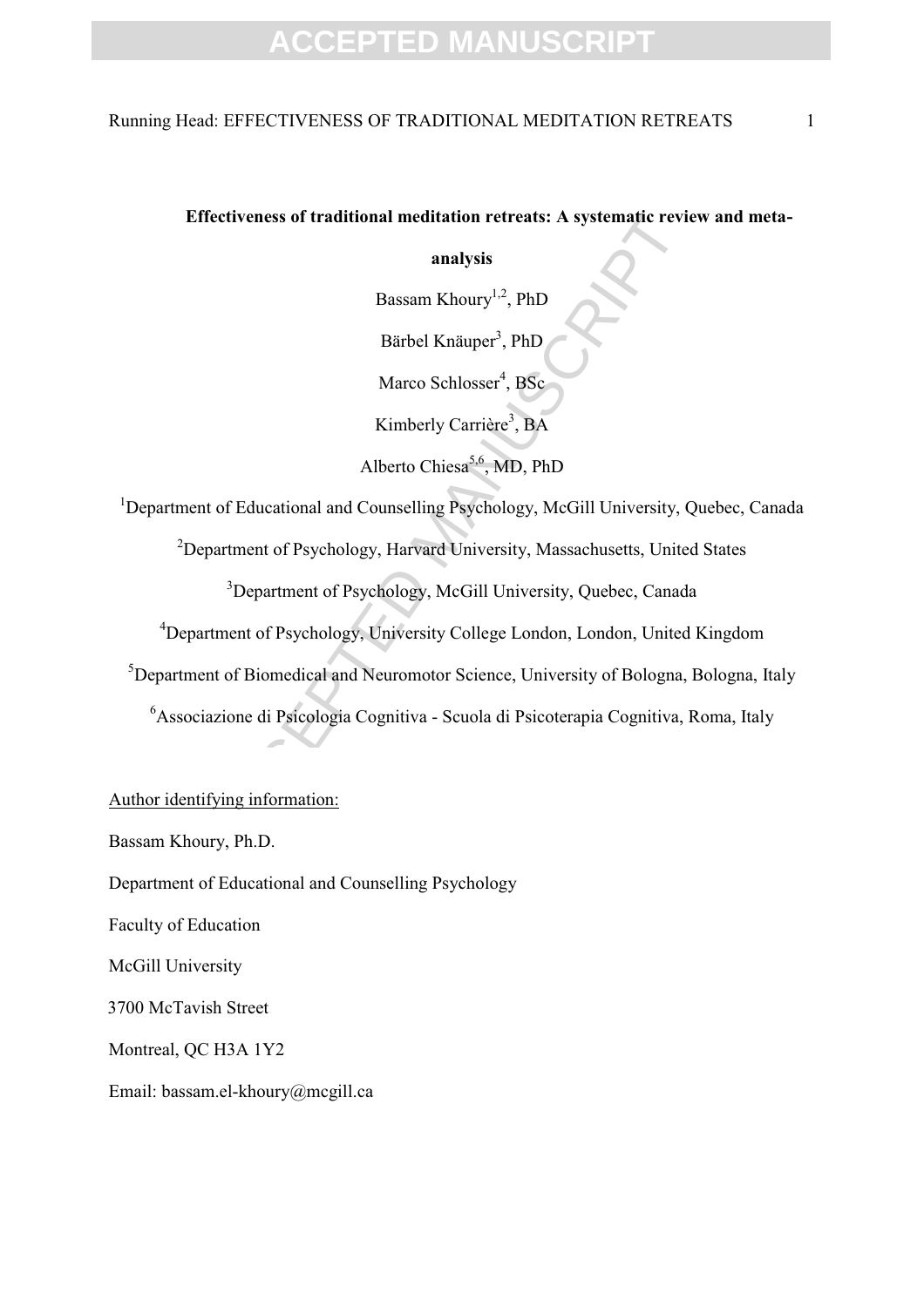**Effectiveness of traditional meditation retreats: A systematic review and meta-analysis**

Bassam Khoury[1,2], PhD

Bärbel Knäuper[3], PhD

Marco Schlosser[4], BSc

Kimberly Carrière[3], BA

Alberto Chiesa[5,6], MD, PhD

[1]Department of Educational and Counselling Psychology, McGill University, Quebec, Canada

[2]Department of Psychology, Harvard University, Massachusetts, United States

[3]Department of Psychology, McGill University, Quebec, Canada

[4]Department of Psychology, University College London, London, United Kingdom

[5]Department of Biomedical and Neuromotor Science, University of Bologna, Bologna, Italy

[6]Associazione di Psicologia Cognitiva - Scuola di Psicoterapia Cognitiva, Roma, Italy

Author identifying information:

Bassam Khoury, Ph.D.

Department of Educational and Counselling Psychology

Faculty of Education

McGill University

3700 McTavish Street

Montreal, QC H3A 1Y2

Email: bassam.el-khoury@mcgill.ca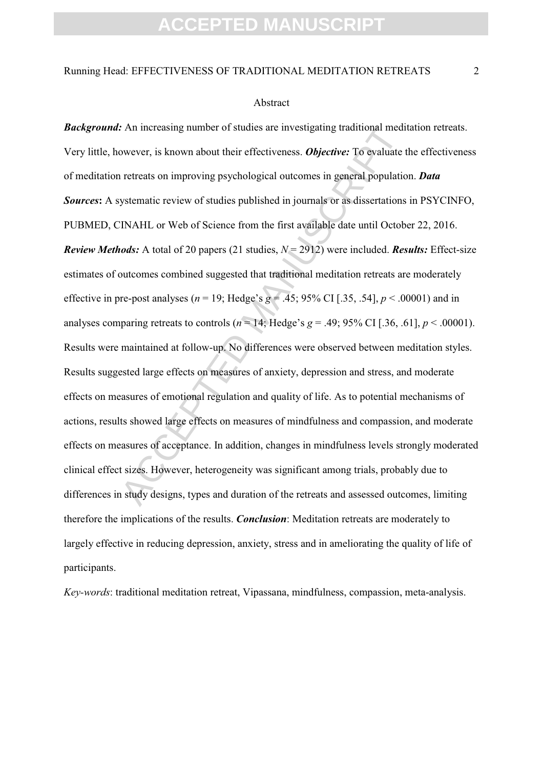## Abstract

***Background:*** An increasing number of studies are investigating traditional meditation retreats. Very little, however, is known about their effectiveness. ***Objective:*** To evaluate the effectiveness of meditation retreats on improving psychological outcomes in general population. ***Data Sources*:** A systematic review of studies published in journals or as dissertations in PSYCINFO, PUBMED, CINAHL or Web of Science from the first available date until October 22, 2016. ***Review Methods:*** A total of 20 papers (21 studies, $N = 2912$) were included. ***Results:*** Effect-size estimates of outcomes combined suggested that traditional meditation retreats are moderately effective in pre-post analyses ($n = 19$; Hedge's $g = .45$; 95% CI [.35, .54], $p < .00001$) and in analyses comparing retreats to controls ($n = 14$; Hedge's $g = .49$; 95% CI [.36, .61], $p < .00001$). Results were maintained at follow-up. No differences were observed between meditation styles. Results suggested large effects on measures of anxiety, depression and stress, and moderate effects on measures of emotional regulation and quality of life. As to potential mechanisms of actions, results showed large effects on measures of mindfulness and compassion, and moderate effects on measures of acceptance. In addition, changes in mindfulness levels strongly moderated clinical effect sizes. However, heterogeneity was significant among trials, probably due to differences in study designs, types and duration of the retreats and assessed outcomes, limiting therefore the implications of the results. ***Conclusion***: Meditation retreats are moderately to largely effective in reducing depression, anxiety, stress and in ameliorating the quality of life of participants.

*Key-words*: traditional meditation retreat, Vipassana, mindfulness, compassion, meta-analysis.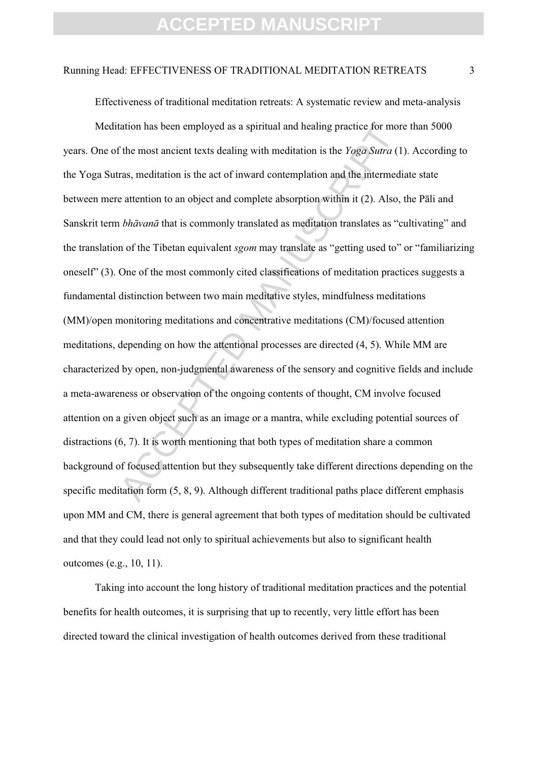Effectiveness of traditional meditation retreats: A systematic review and meta-analysis

Meditation has been employed as a spiritual and healing practice for more than 5000 years. One of the most ancient texts dealing with meditation is the *Yoga Sutra* (1). According to the Yoga Sutras, meditation is the act of inward contemplation and the intermediate state between mere attention to an object and complete absorption within it (2). Also, the Pāli and Sanskrit term *bhāvanā* that is commonly translated as meditation translates as "cultivating" and the translation of the Tibetan equivalent *sgom* may translate as "getting used to" or "familiarizing oneself" (3). One of the most commonly cited classifications of meditation practices suggests a fundamental distinction between two main meditative styles, mindfulness meditations (MM)/open monitoring meditations and concentrative meditations (CM)/focused attention meditations, depending on how the attentional processes are directed (4, 5). While MM are characterized by open, non-judgmental awareness of the sensory and cognitive fields and include a meta-awareness or observation of the ongoing contents of thought, CM involve focused attention on a given object such as an image or a mantra, while excluding potential sources of distractions (6, 7). It is worth mentioning that both types of meditation share a common background of focused attention but they subsequently take different directions depending on the specific meditation form (5, 8, 9). Although different traditional paths place different emphasis upon MM and CM, there is general agreement that both types of meditation should be cultivated and that they could lead not only to spiritual achievements but also to significant health outcomes (e.g., 10, 11).

Taking into account the long history of traditional meditation practices and the potential benefits for health outcomes, it is surprising that up to recently, very little effort has been directed toward the clinical investigation of health outcomes derived from these traditional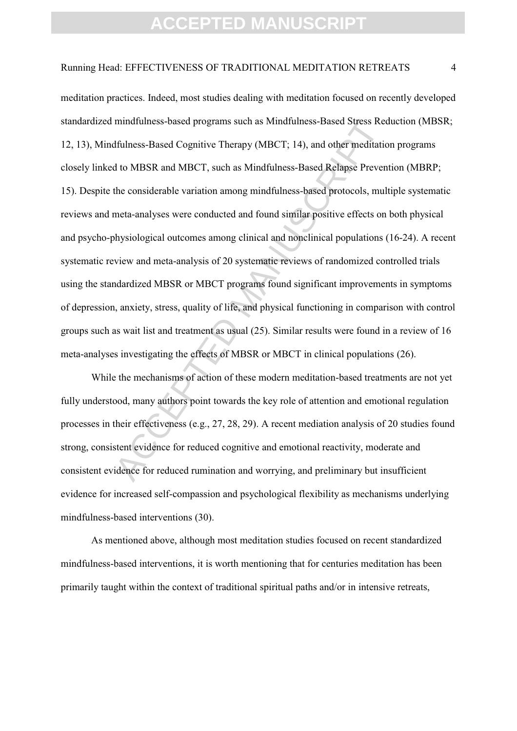meditation practices. Indeed, most studies dealing with meditation focused on recently developed standardized mindfulness-based programs such as Mindfulness-Based Stress Reduction (MBSR; 12, 13), Mindfulness-Based Cognitive Therapy (MBCT; 14), and other meditation programs closely linked to MBSR and MBCT, such as Mindfulness-Based Relapse Prevention (MBRP; 15). Despite the considerable variation among mindfulness-based protocols, multiple systematic reviews and meta-analyses were conducted and found similar positive effects on both physical and psycho-physiological outcomes among clinical and nonclinical populations (16-24). A recent systematic review and meta-analysis of 20 systematic reviews of randomized controlled trials using the standardized MBSR or MBCT programs found significant improvements in symptoms of depression, anxiety, stress, quality of life, and physical functioning in comparison with control groups such as wait list and treatment as usual (25). Similar results were found in a review of 16 meta-analyses investigating the effects of MBSR or MBCT in clinical populations (26).

While the mechanisms of action of these modern meditation-based treatments are not yet fully understood, many authors point towards the key role of attention and emotional regulation processes in their effectiveness (e.g., 27, 28, 29). A recent mediation analysis of 20 studies found strong, consistent evidence for reduced cognitive and emotional reactivity, moderate and consistent evidence for reduced rumination and worrying, and preliminary but insufficient evidence for increased self-compassion and psychological flexibility as mechanisms underlying mindfulness-based interventions (30).

As mentioned above, although most meditation studies focused on recent standardized mindfulness-based interventions, it is worth mentioning that for centuries meditation has been primarily taught within the context of traditional spiritual paths and/or in intensive retreats,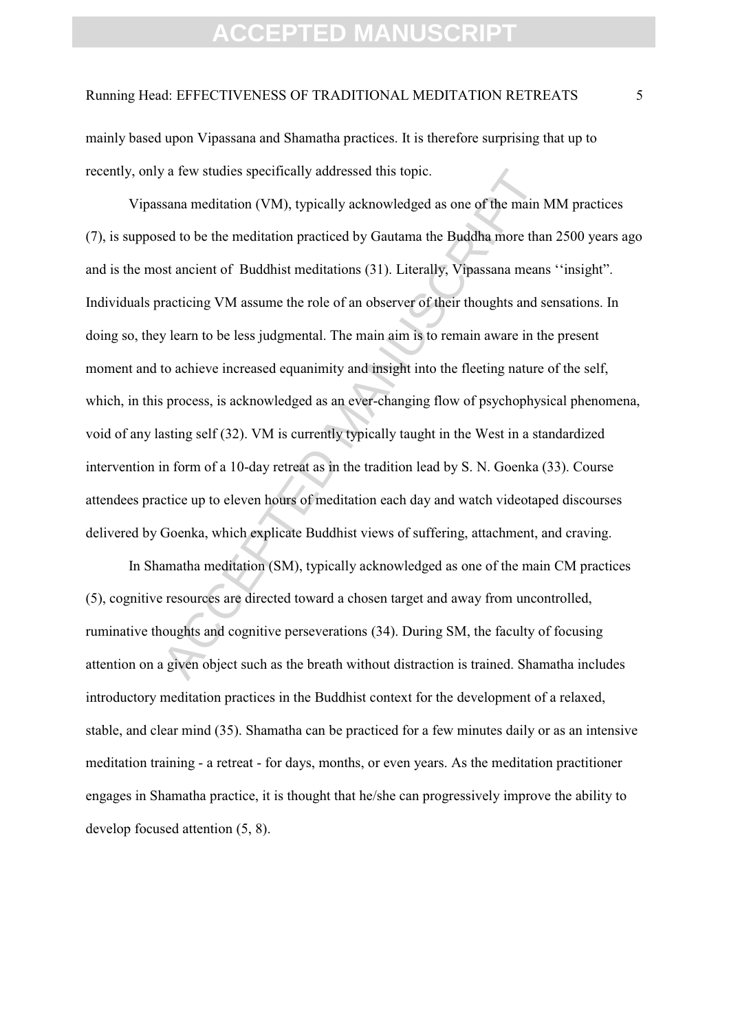mainly based upon Vipassana and Shamatha practices. It is therefore surprising that up to recently, only a few studies specifically addressed this topic.

Vipassana meditation (VM), typically acknowledged as one of the main MM practices (7), is supposed to be the meditation practiced by Gautama the Buddha more than 2500 years ago and is the most ancient of Buddhist meditations (31). Literally, Vipassana means ''insight". Individuals practicing VM assume the role of an observer of their thoughts and sensations. In doing so, they learn to be less judgmental. The main aim is to remain aware in the present moment and to achieve increased equanimity and insight into the fleeting nature of the self, which, in this process, is acknowledged as an ever-changing flow of psychophysical phenomena, void of any lasting self (32). VM is currently typically taught in the West in a standardized intervention in form of a 10-day retreat as in the tradition lead by S. N. Goenka (33). Course attendees practice up to eleven hours of meditation each day and watch videotaped discourses delivered by Goenka, which explicate Buddhist views of suffering, attachment, and craving.

In Shamatha meditation (SM), typically acknowledged as one of the main CM practices (5), cognitive resources are directed toward a chosen target and away from uncontrolled, ruminative thoughts and cognitive perseverations (34). During SM, the faculty of focusing attention on a given object such as the breath without distraction is trained. Shamatha includes introductory meditation practices in the Buddhist context for the development of a relaxed, stable, and clear mind (35). Shamatha can be practiced for a few minutes daily or as an intensive meditation training - a retreat - for days, months, or even years. As the meditation practitioner engages in Shamatha practice, it is thought that he/she can progressively improve the ability to develop focused attention (5, 8).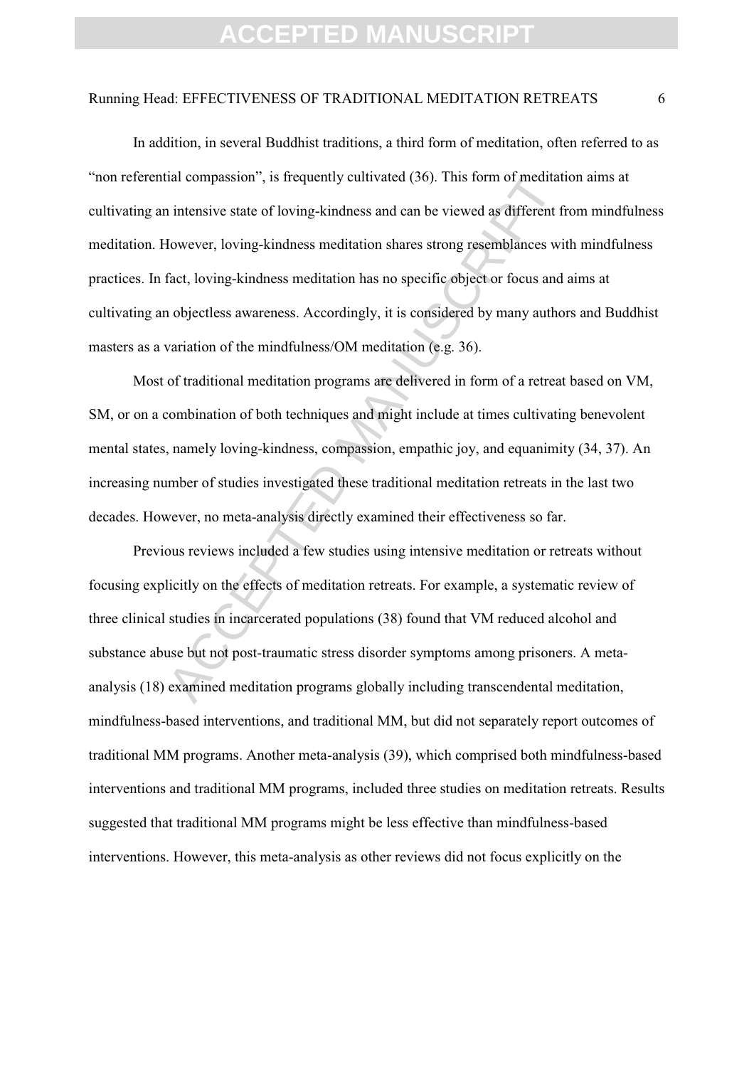In addition, in several Buddhist traditions, a third form of meditation, often referred to as "non referential compassion", is frequently cultivated (36). This form of meditation aims at cultivating an intensive state of loving-kindness and can be viewed as different from mindfulness meditation. However, loving-kindness meditation shares strong resemblances with mindfulness practices. In fact, loving-kindness meditation has no specific object or focus and aims at cultivating an objectless awareness. Accordingly, it is considered by many authors and Buddhist masters as a variation of the mindfulness/OM meditation (e.g. 36).

Most of traditional meditation programs are delivered in form of a retreat based on VM, SM, or on a combination of both techniques and might include at times cultivating benevolent mental states, namely loving-kindness, compassion, empathic joy, and equanimity (34, 37). An increasing number of studies investigated these traditional meditation retreats in the last two decades. However, no meta-analysis directly examined their effectiveness so far.

Previous reviews included a few studies using intensive meditation or retreats without focusing explicitly on the effects of meditation retreats. For example, a systematic review of three clinical studies in incarcerated populations (38) found that VM reduced alcohol and substance abuse but not post-traumatic stress disorder symptoms among prisoners. A meta-analysis (18) examined meditation programs globally including transcendental meditation, mindfulness-based interventions, and traditional MM, but did not separately report outcomes of traditional MM programs. Another meta-analysis (39), which comprised both mindfulness-based interventions and traditional MM programs, included three studies on meditation retreats. Results suggested that traditional MM programs might be less effective than mindfulness-based interventions. However, this meta-analysis as other reviews did not focus explicitly on the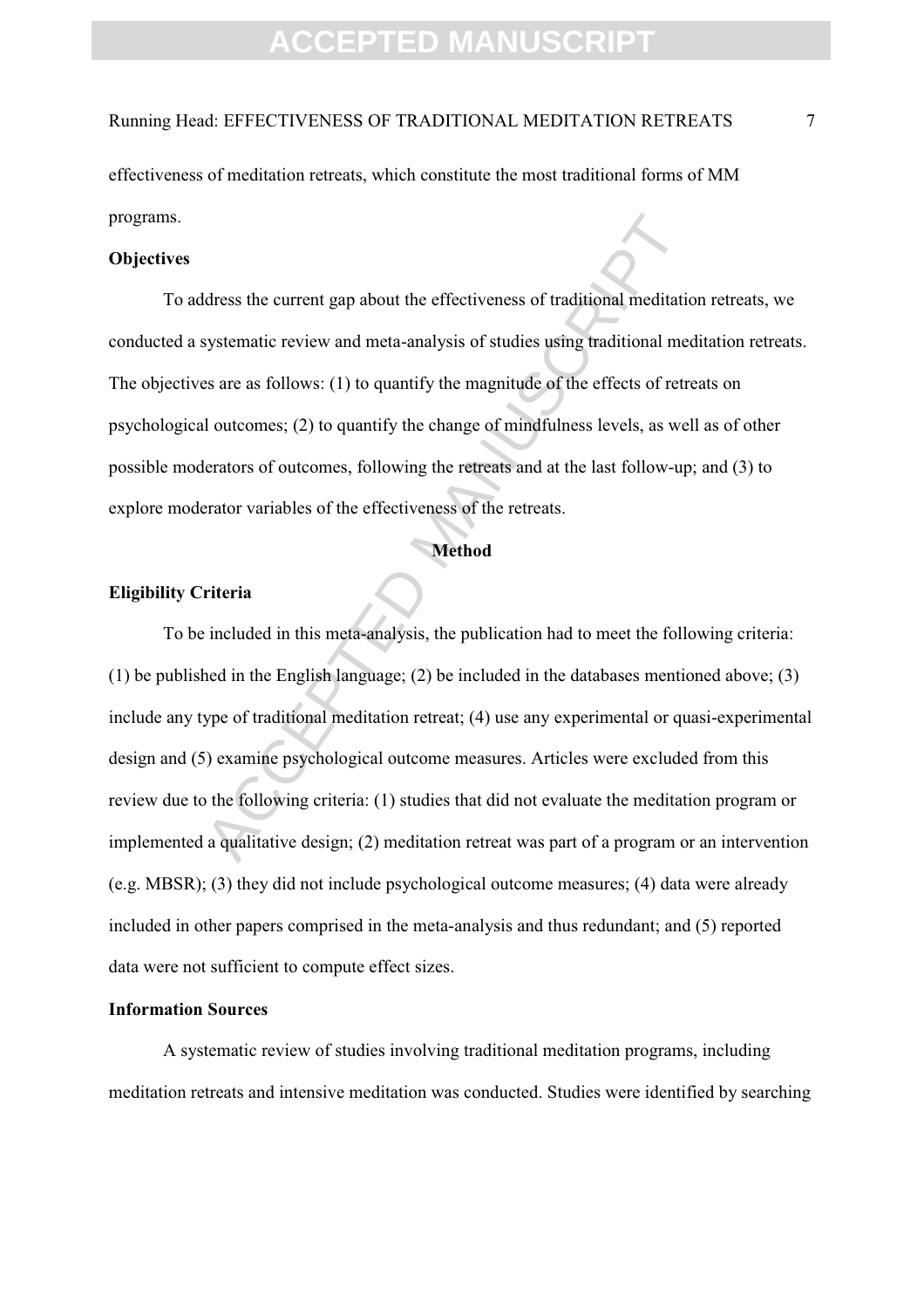effectiveness of meditation retreats, which constitute the most traditional forms of MM programs.

## Objectives

To address the current gap about the effectiveness of traditional meditation retreats, we conducted a systematic review and meta-analysis of studies using traditional meditation retreats. The objectives are as follows: (1) to quantify the magnitude of the effects of retreats on psychological outcomes; (2) to quantify the change of mindfulness levels, as well as of other possible moderators of outcomes, following the retreats and at the last follow-up; and (3) to explore moderator variables of the effectiveness of the retreats.

# Method

## Eligibility Criteria

To be included in this meta-analysis, the publication had to meet the following criteria: (1) be published in the English language; (2) be included in the databases mentioned above; (3) include any type of traditional meditation retreat; (4) use any experimental or quasi-experimental design and (5) examine psychological outcome measures. Articles were excluded from this review due to the following criteria: (1) studies that did not evaluate the meditation program or implemented a qualitative design; (2) meditation retreat was part of a program or an intervention (e.g. MBSR); (3) they did not include psychological outcome measures; (4) data were already included in other papers comprised in the meta-analysis and thus redundant; and (5) reported data were not sufficient to compute effect sizes.

## Information Sources

A systematic review of studies involving traditional meditation programs, including meditation retreats and intensive meditation was conducted. Studies were identified by searching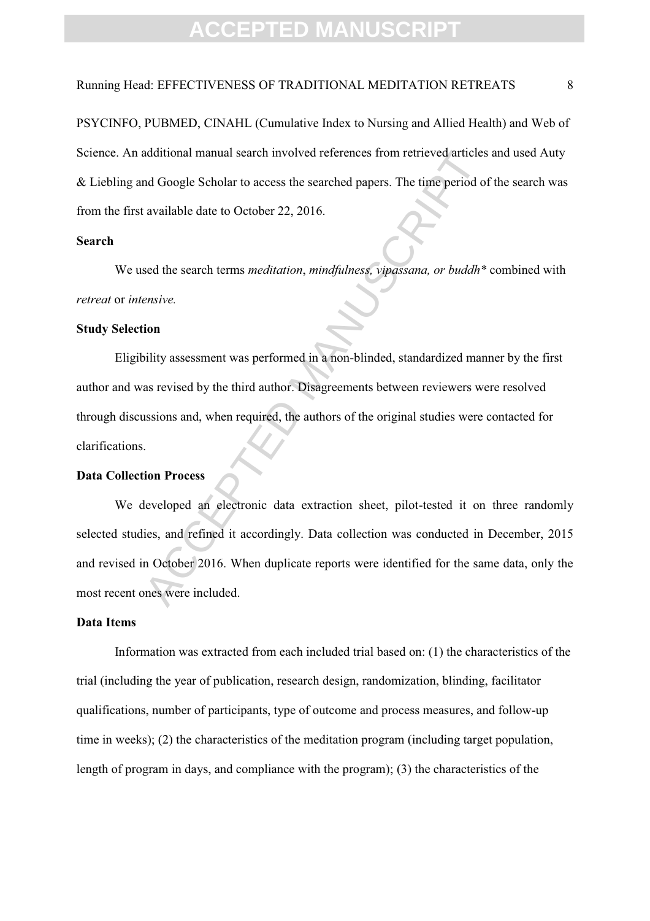PSYCINFO, PUBMED, CINAHL (Cumulative Index to Nursing and Allied Health) and Web of Science. An additional manual search involved references from retrieved articles and used Auty & Liebling and Google Scholar to access the searched papers. The time period of the search was from the first available date to October 22, 2016.

### Search

We used the search terms *meditation*, *mindfulness, vipassana, or buddh** combined with *retreat* or *intensive.*

### Study Selection

Eligibility assessment was performed in a non-blinded, standardized manner by the first author and was revised by the third author. Disagreements between reviewers were resolved through discussions and, when required, the authors of the original studies were contacted for clarifications.

### Data Collection Process

We developed an electronic data extraction sheet, pilot-tested it on three randomly selected studies, and refined it accordingly. Data collection was conducted in December, 2015 and revised in October 2016. When duplicate reports were identified for the same data, only the most recent ones were included.

### Data Items

Information was extracted from each included trial based on: (1) the characteristics of the trial (including the year of publication, research design, randomization, blinding, facilitator qualifications, number of participants, type of outcome and process measures, and follow-up time in weeks); (2) the characteristics of the meditation program (including target population, length of program in days, and compliance with the program); (3) the characteristics of the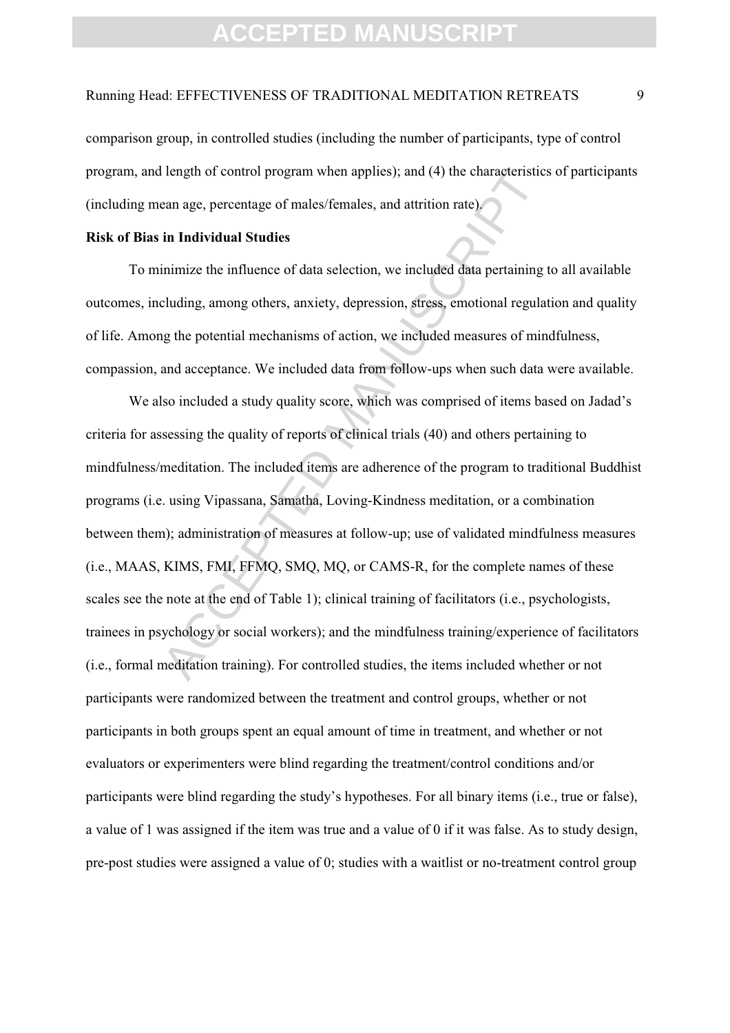comparison group, in controlled studies (including the number of participants, type of control program, and length of control program when applies); and (4) the characteristics of participants (including mean age, percentage of males/females, and attrition rate).

**Risk of Bias in Individual Studies**

To minimize the influence of data selection, we included data pertaining to all available outcomes, including, among others, anxiety, depression, stress, emotional regulation and quality of life. Among the potential mechanisms of action, we included measures of mindfulness, compassion, and acceptance. We included data from follow-ups when such data were available.

We also included a study quality score, which was comprised of items based on Jadad's criteria for assessing the quality of reports of clinical trials (40) and others pertaining to mindfulness/meditation. The included items are adherence of the program to traditional Buddhist programs (i.e. using Vipassana, Samatha, Loving-Kindness meditation, or a combination between them); administration of measures at follow-up; use of validated mindfulness measures (i.e., MAAS, KIMS, FMI, FFMQ, SMQ, MQ, or CAMS-R, for the complete names of these scales see the note at the end of Table 1); clinical training of facilitators (i.e., psychologists, trainees in psychology or social workers); and the mindfulness training/experience of facilitators (i.e., formal meditation training). For controlled studies, the items included whether or not participants were randomized between the treatment and control groups, whether or not participants in both groups spent an equal amount of time in treatment, and whether or not evaluators or experimenters were blind regarding the treatment/control conditions and/or participants were blind regarding the study's hypotheses. For all binary items (i.e., true or false), a value of 1 was assigned if the item was true and a value of 0 if it was false. As to study design, pre-post studies were assigned a value of 0; studies with a waitlist or no-treatment control group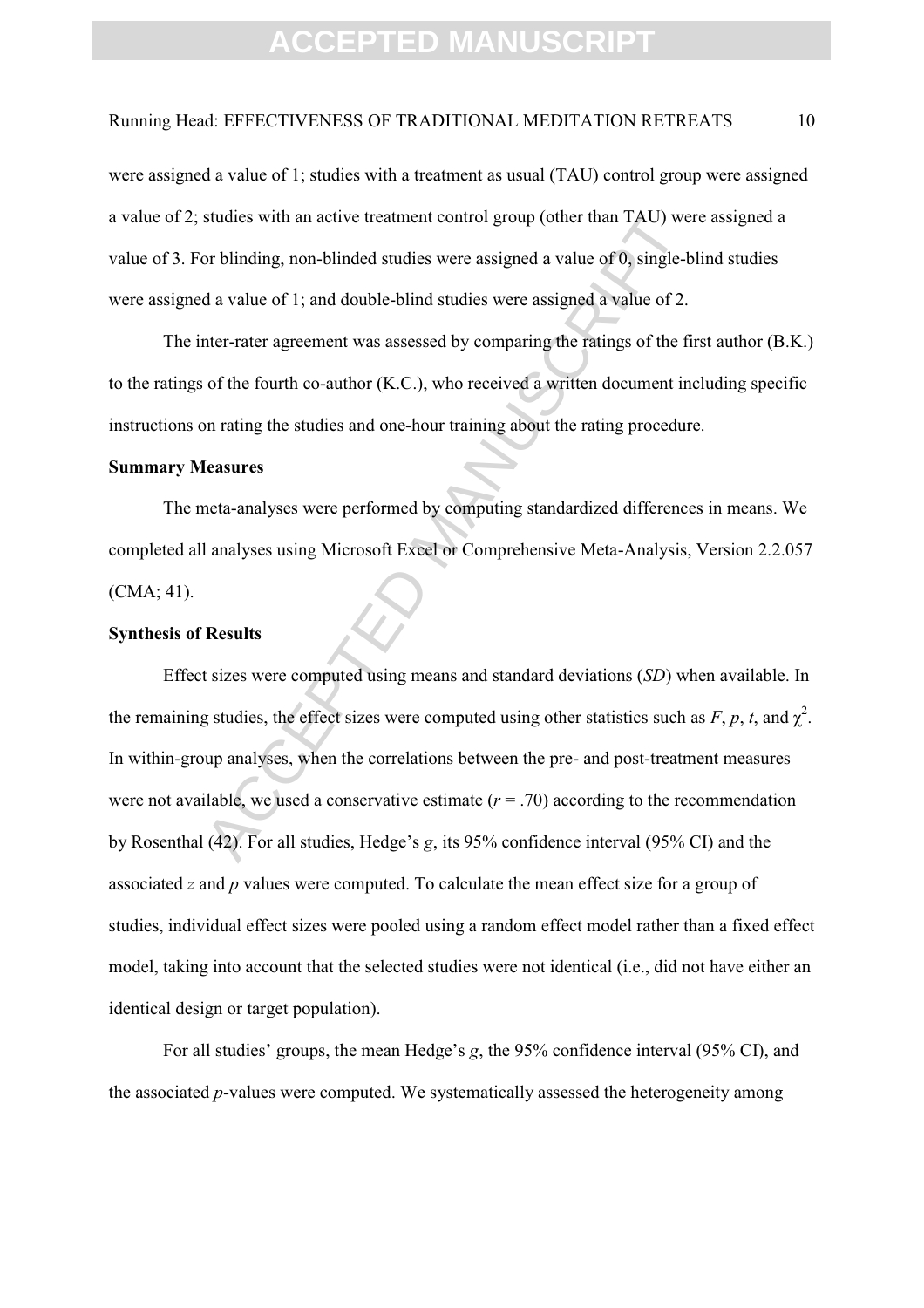were assigned a value of 1; studies with a treatment as usual (TAU) control group were assigned a value of 2; studies with an active treatment control group (other than TAU) were assigned a value of 3. For blinding, non-blinded studies were assigned a value of 0, single-blind studies were assigned a value of 1; and double-blind studies were assigned a value of 2.

The inter-rater agreement was assessed by comparing the ratings of the first author (B.K.) to the ratings of the fourth co-author (K.C.), who received a written document including specific instructions on rating the studies and one-hour training about the rating procedure.

**Summary Measures**

The meta-analyses were performed by computing standardized differences in means. We completed all analyses using Microsoft Excel or Comprehensive Meta-Analysis, Version 2.2.057 (CMA; 41).

**Synthesis of Results**

Effect sizes were computed using means and standard deviations (*SD*) when available. In the remaining studies, the effect sizes were computed using other statistics such as $F$, $p$, $t$, and $\chi^2$. In within-group analyses, when the correlations between the pre- and post-treatment measures were not available, we used a conservative estimate ($r = .70$) according to the recommendation by Rosenthal (42). For all studies, Hedge's $g$, its 95% confidence interval (95% CI) and the associated $z$ and $p$ values were computed. To calculate the mean effect size for a group of studies, individual effect sizes were pooled using a random effect model rather than a fixed effect model, taking into account that the selected studies were not identical (i.e., did not have either an identical design or target population).

For all studies' groups, the mean Hedge's $g$, the 95% confidence interval (95% CI), and the associated $p$-values were computed. We systematically assessed the heterogeneity among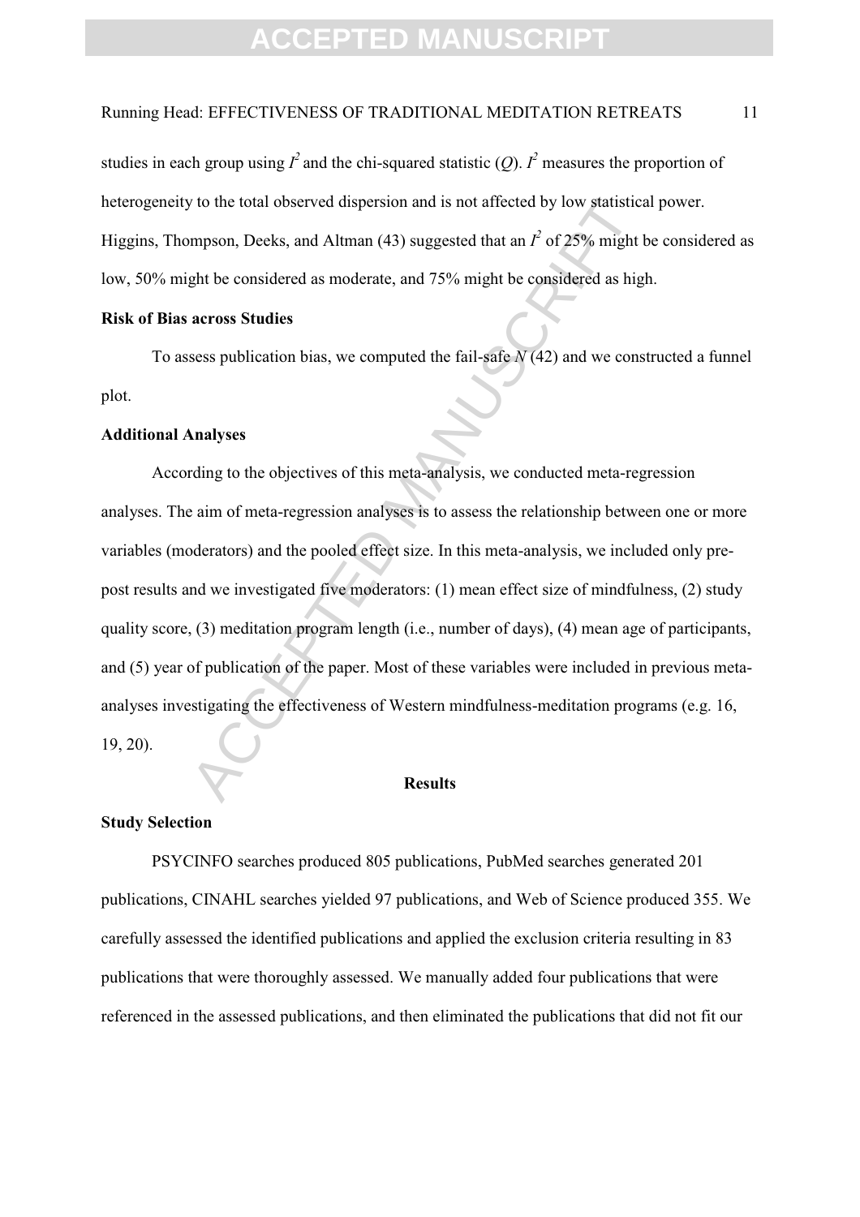studies in each group using $I^2$ and the chi-squared statistic ($Q$). $I^2$ measures the proportion of heterogeneity to the total observed dispersion and is not affected by low statistical power. Higgins, Thompson, Deeks, and Altman (43) suggested that an $I^2$ of 25% might be considered as low, 50% might be considered as moderate, and 75% might be considered as high.

**Risk of Bias across Studies**

To assess publication bias, we computed the fail-safe $N$ (42) and we constructed a funnel plot.

**Additional Analyses**

According to the objectives of this meta-analysis, we conducted meta-regression analyses. The aim of meta-regression analyses is to assess the relationship between one or more variables (moderators) and the pooled effect size. In this meta-analysis, we included only pre-post results and we investigated five moderators: (1) mean effect size of mindfulness, (2) study quality score, (3) meditation program length (i.e., number of days), (4) mean age of participants, and (5) year of publication of the paper. Most of these variables were included in previous meta-analyses investigating the effectiveness of Western mindfulness-meditation programs (e.g. 16, 19, 20).

## Results

**Study Selection**

PSYCINFO searches produced 805 publications, PubMed searches generated 201 publications, CINAHL searches yielded 97 publications, and Web of Science produced 355. We carefully assessed the identified publications and applied the exclusion criteria resulting in 83 publications that were thoroughly assessed. We manually added four publications that were referenced in the assessed publications, and then eliminated the publications that did not fit our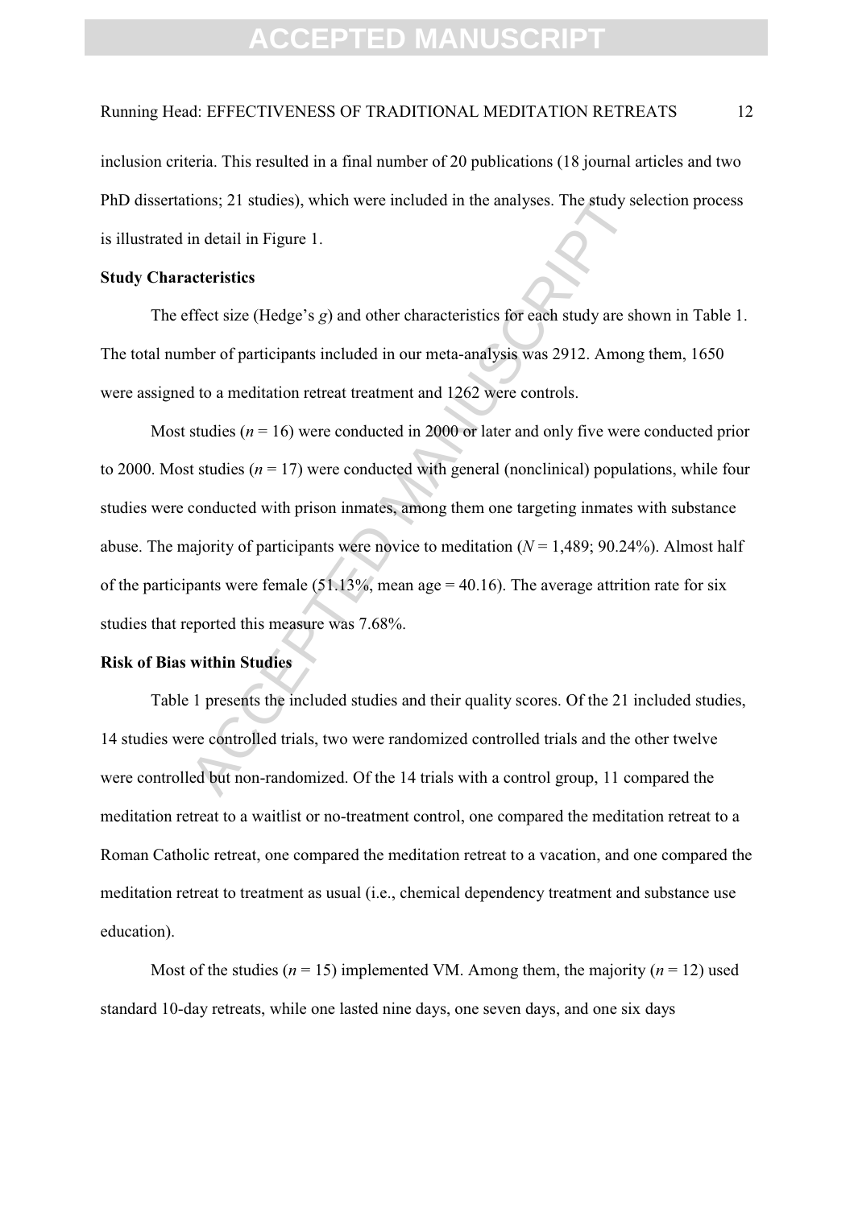inclusion criteria. This resulted in a final number of 20 publications (18 journal articles and two PhD dissertations; 21 studies), which were included in the analyses. The study selection process is illustrated in detail in Figure 1.

**Study Characteristics**

The effect size (Hedge's *g*) and other characteristics for each study are shown in Table 1. The total number of participants included in our meta-analysis was 2912. Among them, 1650 were assigned to a meditation retreat treatment and 1262 were controls.

Most studies ($n = 16$) were conducted in 2000 or later and only five were conducted prior to 2000. Most studies ($n = 17$) were conducted with general (nonclinical) populations, while four studies were conducted with prison inmates, among them one targeting inmates with substance abuse. The majority of participants were novice to meditation ($N = 1{,}489$; 90.24%). Almost half of the participants were female (51.13%, mean age = 40.16). The average attrition rate for six studies that reported this measure was 7.68%.

**Risk of Bias within Studies**

Table 1 presents the included studies and their quality scores. Of the 21 included studies, 14 studies were controlled trials, two were randomized controlled trials and the other twelve were controlled but non-randomized. Of the 14 trials with a control group, 11 compared the meditation retreat to a waitlist or no-treatment control, one compared the meditation retreat to a Roman Catholic retreat, one compared the meditation retreat to a vacation, and one compared the meditation retreat to treatment as usual (i.e., chemical dependency treatment and substance use education).

Most of the studies ($n = 15$) implemented VM. Among them, the majority ($n = 12$) used standard 10-day retreats, while one lasted nine days, one seven days, and one six days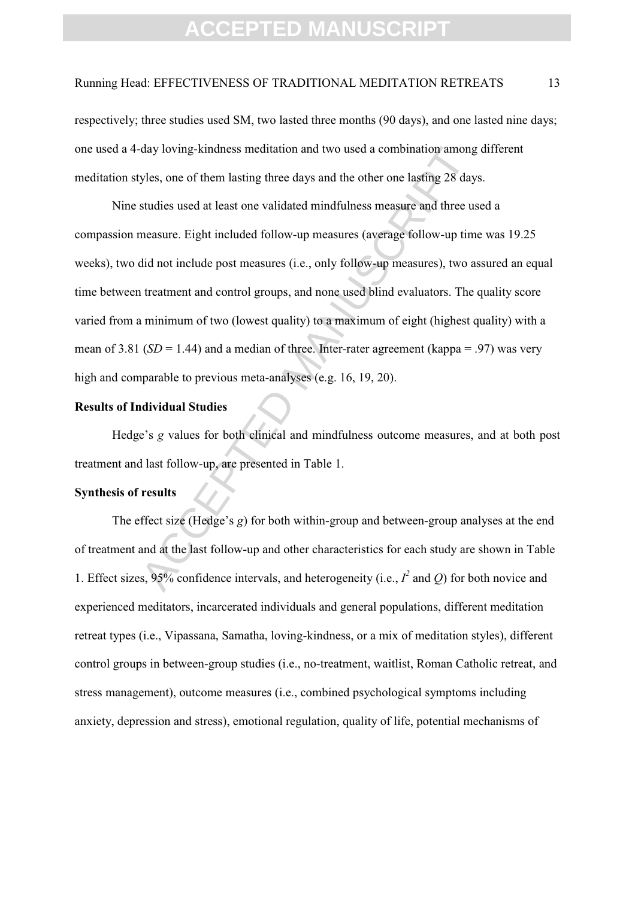respectively; three studies used SM, two lasted three months (90 days), and one lasted nine days; one used a 4-day loving-kindness meditation and two used a combination among different meditation styles, one of them lasting three days and the other one lasting 28 days.

Nine studies used at least one validated mindfulness measure and three used a compassion measure. Eight included follow-up measures (average follow-up time was 19.25 weeks), two did not include post measures (i.e., only follow-up measures), two assured an equal time between treatment and control groups, and none used blind evaluators. The quality score varied from a minimum of two (lowest quality) to a maximum of eight (highest quality) with a mean of 3.81 (*SD* = 1.44) and a median of three. Inter-rater agreement (kappa = .97) was very high and comparable to previous meta-analyses (e.g. 16, 19, 20).

**Results of Individual Studies**

Hedge's *g* values for both clinical and mindfulness outcome measures, and at both post treatment and last follow-up, are presented in Table 1.

**Synthesis of results**

The effect size (Hedge's *g*) for both within-group and between-group analyses at the end of treatment and at the last follow-up and other characteristics for each study are shown in Table 1. Effect sizes, 95% confidence intervals, and heterogeneity (i.e., $I^2$ and $Q$) for both novice and experienced meditators, incarcerated individuals and general populations, different meditation retreat types (i.e., Vipassana, Samatha, loving-kindness, or a mix of meditation styles), different control groups in between-group studies (i.e., no-treatment, waitlist, Roman Catholic retreat, and stress management), outcome measures (i.e., combined psychological symptoms including anxiety, depression and stress), emotional regulation, quality of life, potential mechanisms of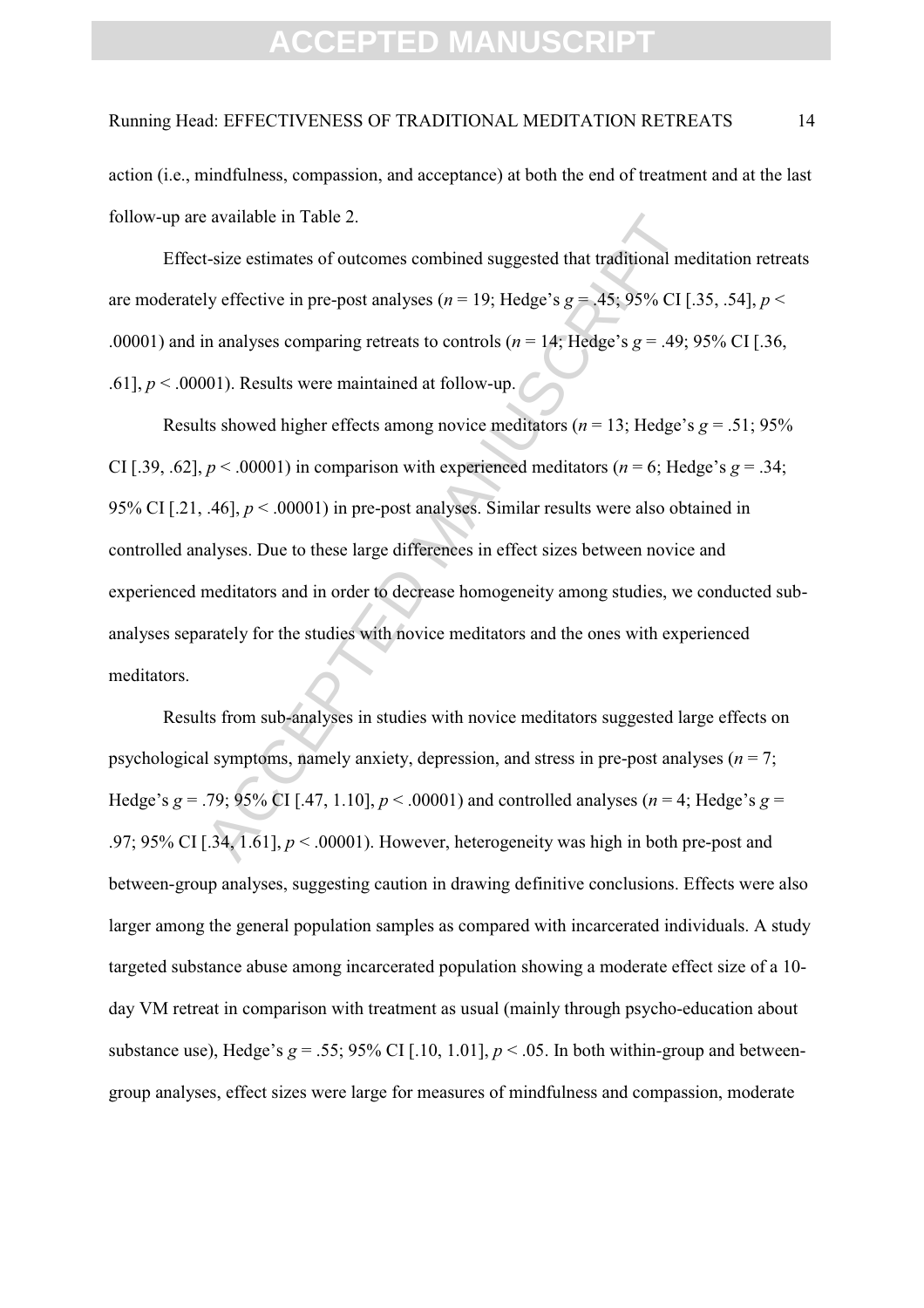action (i.e., mindfulness, compassion, and acceptance) at both the end of treatment and at the last follow-up are available in Table 2.

Effect-size estimates of outcomes combined suggested that traditional meditation retreats are moderately effective in pre-post analyses ($n$ = 19; Hedge's $g$ = .45; 95% CI [.35, .54], $p$ < .00001) and in analyses comparing retreats to controls ($n$ = 14; Hedge's $g$ = .49; 95% CI [.36, .61], $p$ < .00001). Results were maintained at follow-up.

Results showed higher effects among novice meditators ($n$ = 13; Hedge's $g$ = .51; 95% CI [.39, .62], $p$ < .00001) in comparison with experienced meditators ($n$ = 6; Hedge's $g$ = .34; 95% CI [.21, .46], $p$ < .00001) in pre-post analyses. Similar results were also obtained in controlled analyses. Due to these large differences in effect sizes between novice and experienced meditators and in order to decrease homogeneity among studies, we conducted sub-analyses separately for the studies with novice meditators and the ones with experienced meditators.

Results from sub-analyses in studies with novice meditators suggested large effects on psychological symptoms, namely anxiety, depression, and stress in pre-post analyses ($n$ = 7; Hedge's $g$ = .79; 95% CI [.47, 1.10], $p$ < .00001) and controlled analyses ($n$ = 4; Hedge's $g$ = .97; 95% CI [.34, 1.61], $p$ < .00001). However, heterogeneity was high in both pre-post and between-group analyses, suggesting caution in drawing definitive conclusions. Effects were also larger among the general population samples as compared with incarcerated individuals. A study targeted substance abuse among incarcerated population showing a moderate effect size of a 10-day VM retreat in comparison with treatment as usual (mainly through psycho-education about substance use), Hedge's $g$ = .55; 95% CI [.10, 1.01], $p$ < .05. In both within-group and between-group analyses, effect sizes were large for measures of mindfulness and compassion, moderate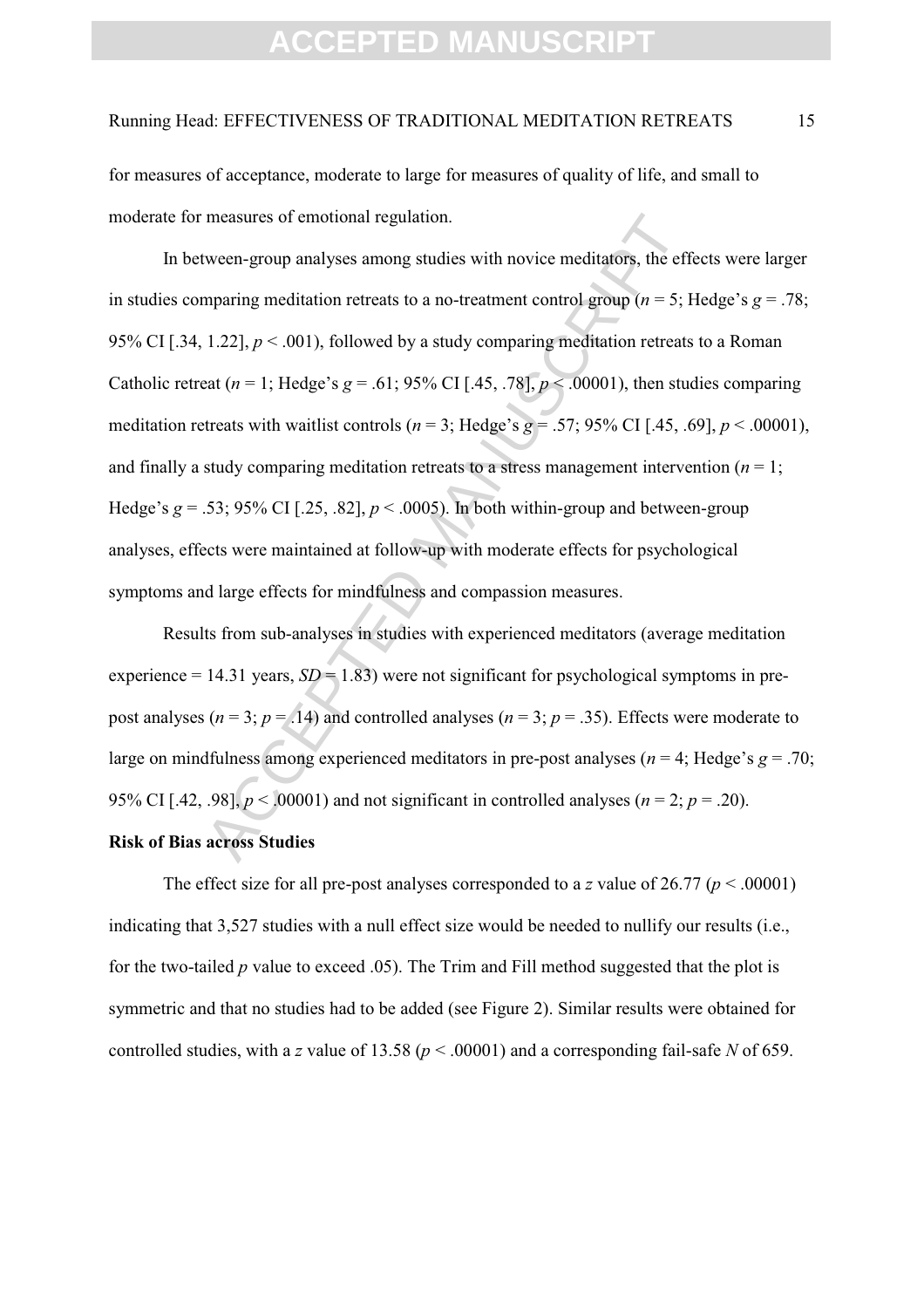for measures of acceptance, moderate to large for measures of quality of life, and small to moderate for measures of emotional regulation.

In between-group analyses among studies with novice meditators, the effects were larger in studies comparing meditation retreats to a no-treatment control group ($n = 5$; Hedge's $g = .78$; 95% CI [.34, 1.22], $p < .001$), followed by a study comparing meditation retreats to a Roman Catholic retreat ($n = 1$; Hedge's $g = .61$; 95% CI [.45, .78], $p < .00001$), then studies comparing meditation retreats with waitlist controls ($n = 3$; Hedge's $g = .57$; 95% CI [.45, .69], $p < .00001$), and finally a study comparing meditation retreats to a stress management intervention ($n = 1$; Hedge's $g = .53$; 95% CI [.25, .82], $p < .0005$). In both within-group and between-group analyses, effects were maintained at follow-up with moderate effects for psychological symptoms and large effects for mindfulness and compassion measures.

Results from sub-analyses in studies with experienced meditators (average meditation experience = 14.31 years, $SD = 1.83$) were not significant for psychological symptoms in pre-post analyses ($n = 3$; $p = .14$) and controlled analyses ($n = 3$; $p = .35$). Effects were moderate to large on mindfulness among experienced meditators in pre-post analyses ($n = 4$; Hedge's $g = .70$; 95% CI [.42, .98], $p < .00001$) and not significant in controlled analyses ($n = 2$; $p = .20$).

**Risk of Bias across Studies**

The effect size for all pre-post analyses corresponded to a $z$ value of 26.77 ($p < .00001$) indicating that 3,527 studies with a null effect size would be needed to nullify our results (i.e., for the two-tailed $p$ value to exceed .05). The Trim and Fill method suggested that the plot is symmetric and that no studies had to be added (see Figure 2). Similar results were obtained for controlled studies, with a $z$ value of 13.58 ($p < .00001$) and a corresponding fail-safe $N$ of 659.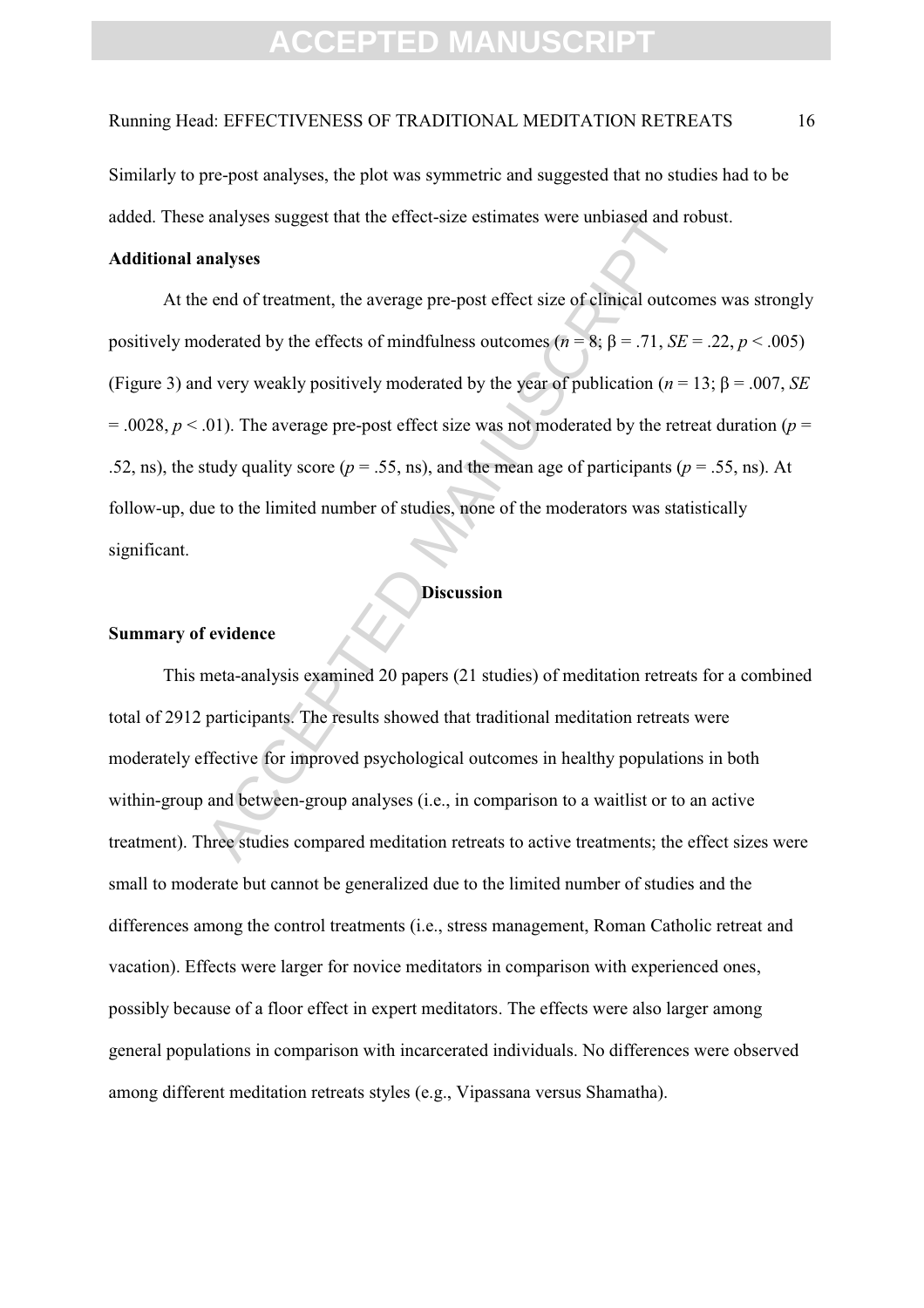Similarly to pre-post analyses, the plot was symmetric and suggested that no studies had to be added. These analyses suggest that the effect-size estimates were unbiased and robust.

**Additional analyses**

At the end of treatment, the average pre-post effect size of clinical outcomes was strongly positively moderated by the effects of mindfulness outcomes ($n = 8$; $\beta = .71$, $SE = .22$, $p < .005$) (Figure 3) and very weakly positively moderated by the year of publication ($n = 13$; $\beta = .007$, $SE = .0028$, $p < .01$). The average pre-post effect size was not moderated by the retreat duration ($p = .52$, ns), the study quality score ($p = .55$, ns), and the mean age of participants ($p = .55$, ns). At follow-up, due to the limited number of studies, none of the moderators was statistically significant.

# Discussion

## Summary of evidence

This meta-analysis examined 20 papers (21 studies) of meditation retreats for a combined total of 2912 participants. The results showed that traditional meditation retreats were moderately effective for improved psychological outcomes in healthy populations in both within-group and between-group analyses (i.e., in comparison to a waitlist or to an active treatment). Three studies compared meditation retreats to active treatments; the effect sizes were small to moderate but cannot be generalized due to the limited number of studies and the differences among the control treatments (i.e., stress management, Roman Catholic retreat and vacation). Effects were larger for novice meditators in comparison with experienced ones, possibly because of a floor effect in expert meditators. The effects were also larger among general populations in comparison with incarcerated individuals. No differences were observed among different meditation retreats styles (e.g., Vipassana versus Shamatha).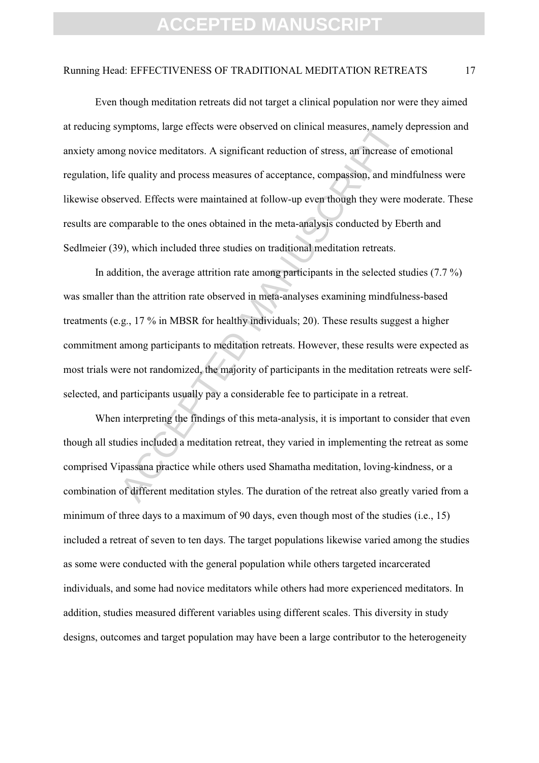Even though meditation retreats did not target a clinical population nor were they aimed at reducing symptoms, large effects were observed on clinical measures, namely depression and anxiety among novice meditators. A significant reduction of stress, an increase of emotional regulation, life quality and process measures of acceptance, compassion, and mindfulness were likewise observed. Effects were maintained at follow-up even though they were moderate. These results are comparable to the ones obtained in the meta-analysis conducted by Eberth and Sedlmeier (39), which included three studies on traditional meditation retreats.

In addition, the average attrition rate among participants in the selected studies (7.7 %) was smaller than the attrition rate observed in meta-analyses examining mindfulness-based treatments (e.g., 17 % in MBSR for healthy individuals; 20). These results suggest a higher commitment among participants to meditation retreats. However, these results were expected as most trials were not randomized, the majority of participants in the meditation retreats were self-selected, and participants usually pay a considerable fee to participate in a retreat.

When interpreting the findings of this meta-analysis, it is important to consider that even though all studies included a meditation retreat, they varied in implementing the retreat as some comprised Vipassana practice while others used Shamatha meditation, loving-kindness, or a combination of different meditation styles. The duration of the retreat also greatly varied from a minimum of three days to a maximum of 90 days, even though most of the studies (i.e., 15) included a retreat of seven to ten days. The target populations likewise varied among the studies as some were conducted with the general population while others targeted incarcerated individuals, and some had novice meditators while others had more experienced meditators. In addition, studies measured different variables using different scales. This diversity in study designs, outcomes and target population may have been a large contributor to the heterogeneity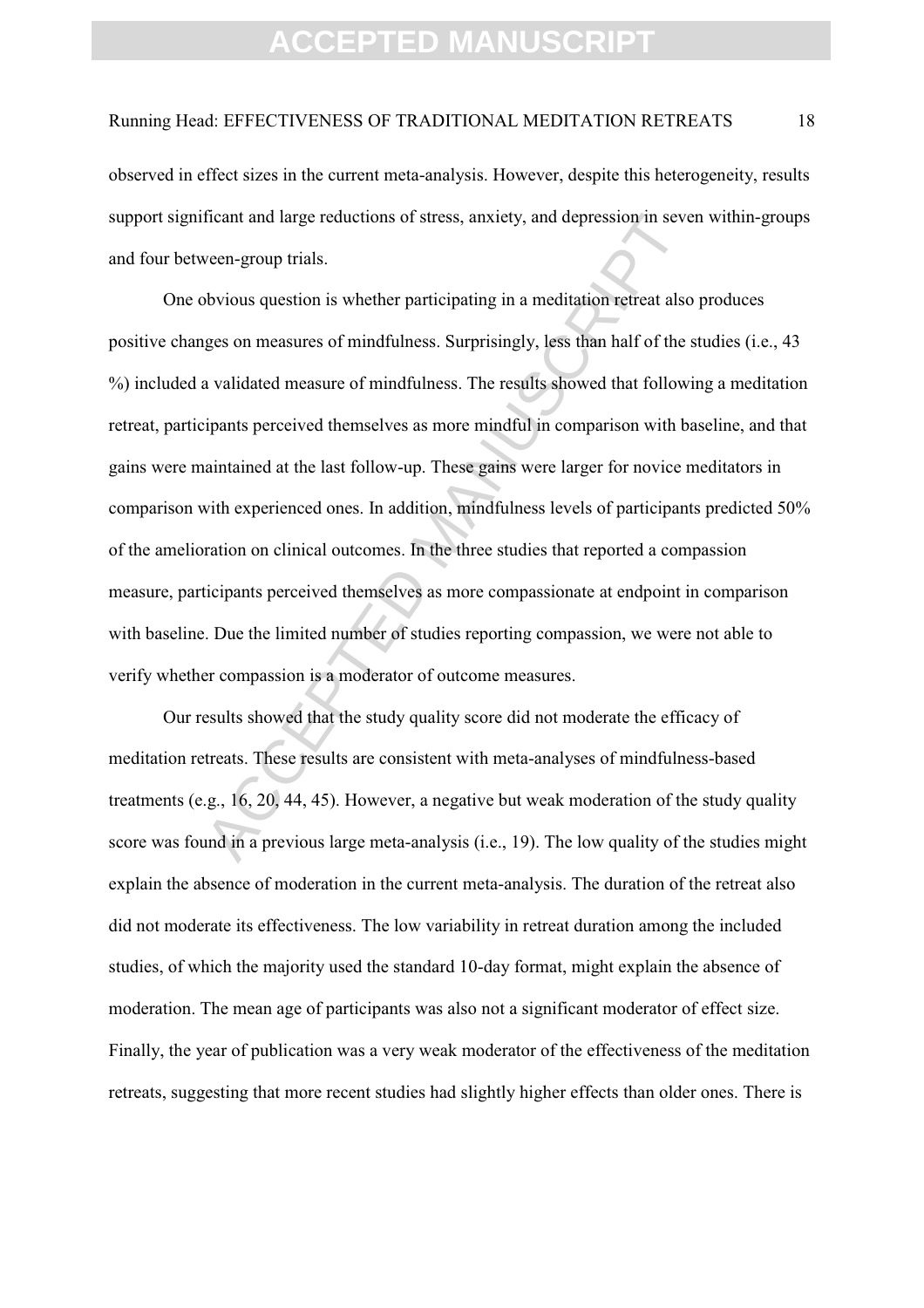observed in effect sizes in the current meta-analysis. However, despite this heterogeneity, results support significant and large reductions of stress, anxiety, and depression in seven within-groups and four between-group trials.

One obvious question is whether participating in a meditation retreat also produces positive changes on measures of mindfulness. Surprisingly, less than half of the studies (i.e., 43 %) included a validated measure of mindfulness. The results showed that following a meditation retreat, participants perceived themselves as more mindful in comparison with baseline, and that gains were maintained at the last follow-up. These gains were larger for novice meditators in comparison with experienced ones. In addition, mindfulness levels of participants predicted 50% of the amelioration on clinical outcomes. In the three studies that reported a compassion measure, participants perceived themselves as more compassionate at endpoint in comparison with baseline. Due the limited number of studies reporting compassion, we were not able to verify whether compassion is a moderator of outcome measures.

Our results showed that the study quality score did not moderate the efficacy of meditation retreats. These results are consistent with meta-analyses of mindfulness-based treatments (e.g., 16, 20, 44, 45). However, a negative but weak moderation of the study quality score was found in a previous large meta-analysis (i.e., 19). The low quality of the studies might explain the absence of moderation in the current meta-analysis. The duration of the retreat also did not moderate its effectiveness. The low variability in retreat duration among the included studies, of which the majority used the standard 10-day format, might explain the absence of moderation. The mean age of participants was also not a significant moderator of effect size. Finally, the year of publication was a very weak moderator of the effectiveness of the meditation retreats, suggesting that more recent studies had slightly higher effects than older ones. There is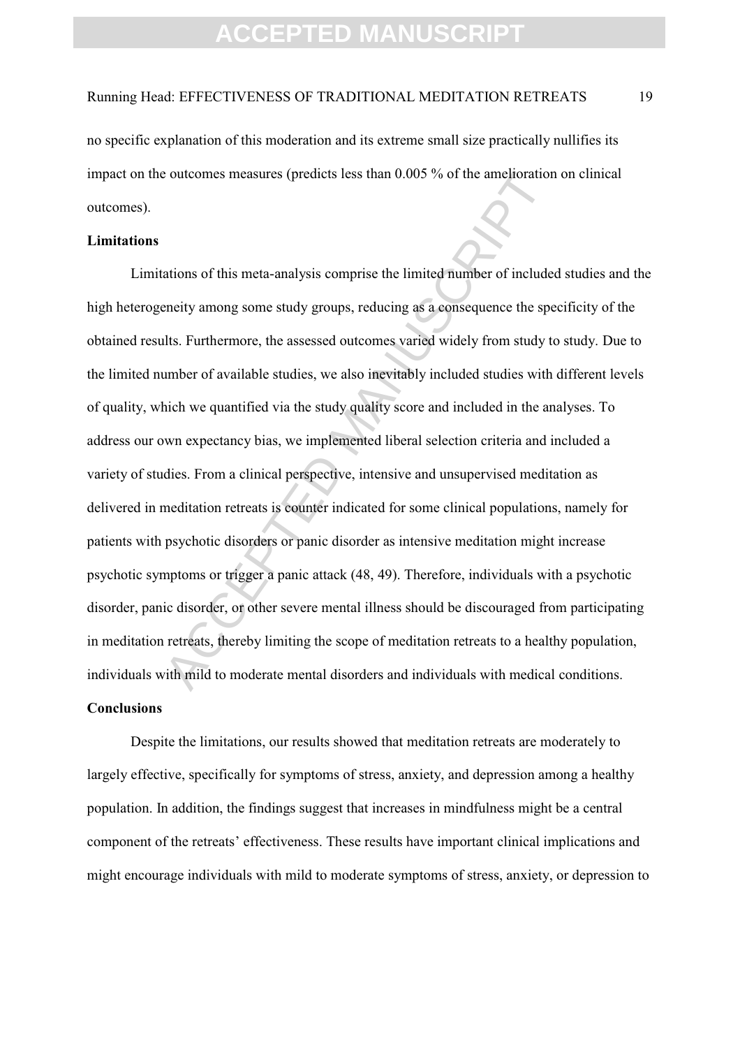no specific explanation of this moderation and its extreme small size practically nullifies its impact on the outcomes measures (predicts less than 0.005 % of the amelioration on clinical outcomes).

### Limitations

Limitations of this meta-analysis comprise the limited number of included studies and the high heterogeneity among some study groups, reducing as a consequence the specificity of the obtained results. Furthermore, the assessed outcomes varied widely from study to study. Due to the limited number of available studies, we also inevitably included studies with different levels of quality, which we quantified via the study quality score and included in the analyses. To address our own expectancy bias, we implemented liberal selection criteria and included a variety of studies. From a clinical perspective, intensive and unsupervised meditation as delivered in meditation retreats is counter indicated for some clinical populations, namely for patients with psychotic disorders or panic disorder as intensive meditation might increase psychotic symptoms or trigger a panic attack (48, 49). Therefore, individuals with a psychotic disorder, panic disorder, or other severe mental illness should be discouraged from participating in meditation retreats, thereby limiting the scope of meditation retreats to a healthy population, individuals with mild to moderate mental disorders and individuals with medical conditions.

### Conclusions

Despite the limitations, our results showed that meditation retreats are moderately to largely effective, specifically for symptoms of stress, anxiety, and depression among a healthy population. In addition, the findings suggest that increases in mindfulness might be a central component of the retreats' effectiveness. These results have important clinical implications and might encourage individuals with mild to moderate symptoms of stress, anxiety, or depression to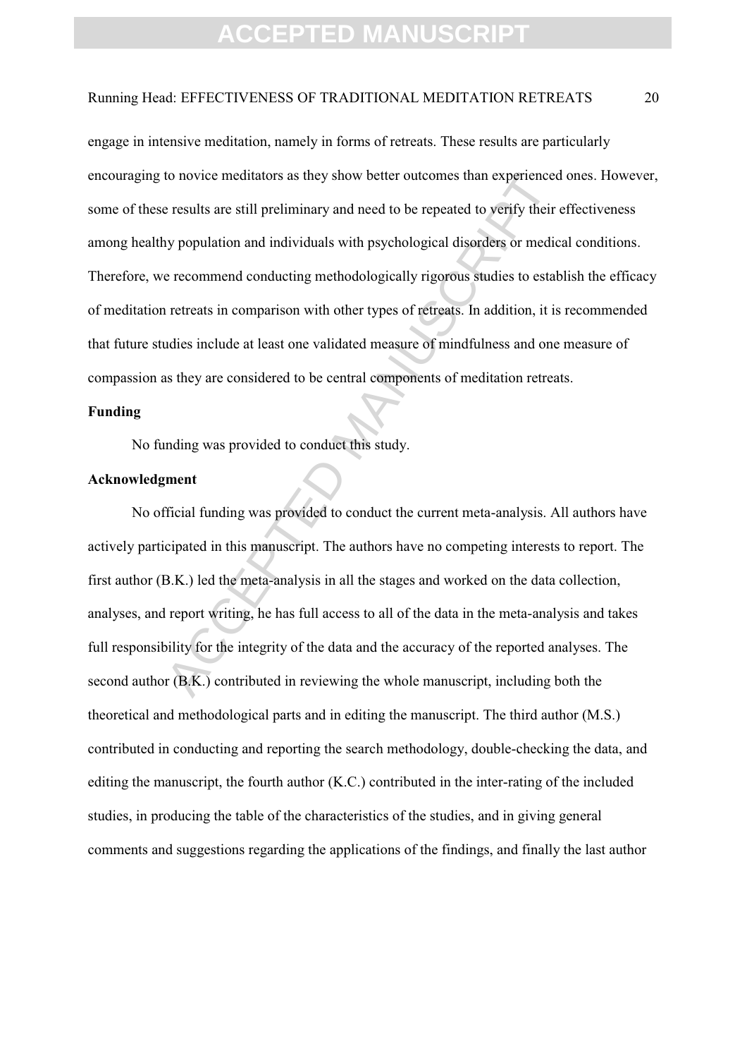engage in intensive meditation, namely in forms of retreats. These results are particularly encouraging to novice meditators as they show better outcomes than experienced ones. However, some of these results are still preliminary and need to be repeated to verify their effectiveness among healthy population and individuals with psychological disorders or medical conditions. Therefore, we recommend conducting methodologically rigorous studies to establish the efficacy of meditation retreats in comparison with other types of retreats. In addition, it is recommended that future studies include at least one validated measure of mindfulness and one measure of compassion as they are considered to be central components of meditation retreats.

**Funding**

No funding was provided to conduct this study.

**Acknowledgment**

No official funding was provided to conduct the current meta-analysis. All authors have actively participated in this manuscript. The authors have no competing interests to report. The first author (B.K.) led the meta-analysis in all the stages and worked on the data collection, analyses, and report writing, he has full access to all of the data in the meta-analysis and takes full responsibility for the integrity of the data and the accuracy of the reported analyses. The second author (B.K.) contributed in reviewing the whole manuscript, including both the theoretical and methodological parts and in editing the manuscript. The third author (M.S.) contributed in conducting and reporting the search methodology, double-checking the data, and editing the manuscript, the fourth author (K.C.) contributed in the inter-rating of the included studies, in producing the table of the characteristics of the studies, and in giving general comments and suggestions regarding the applications of the findings, and finally the last author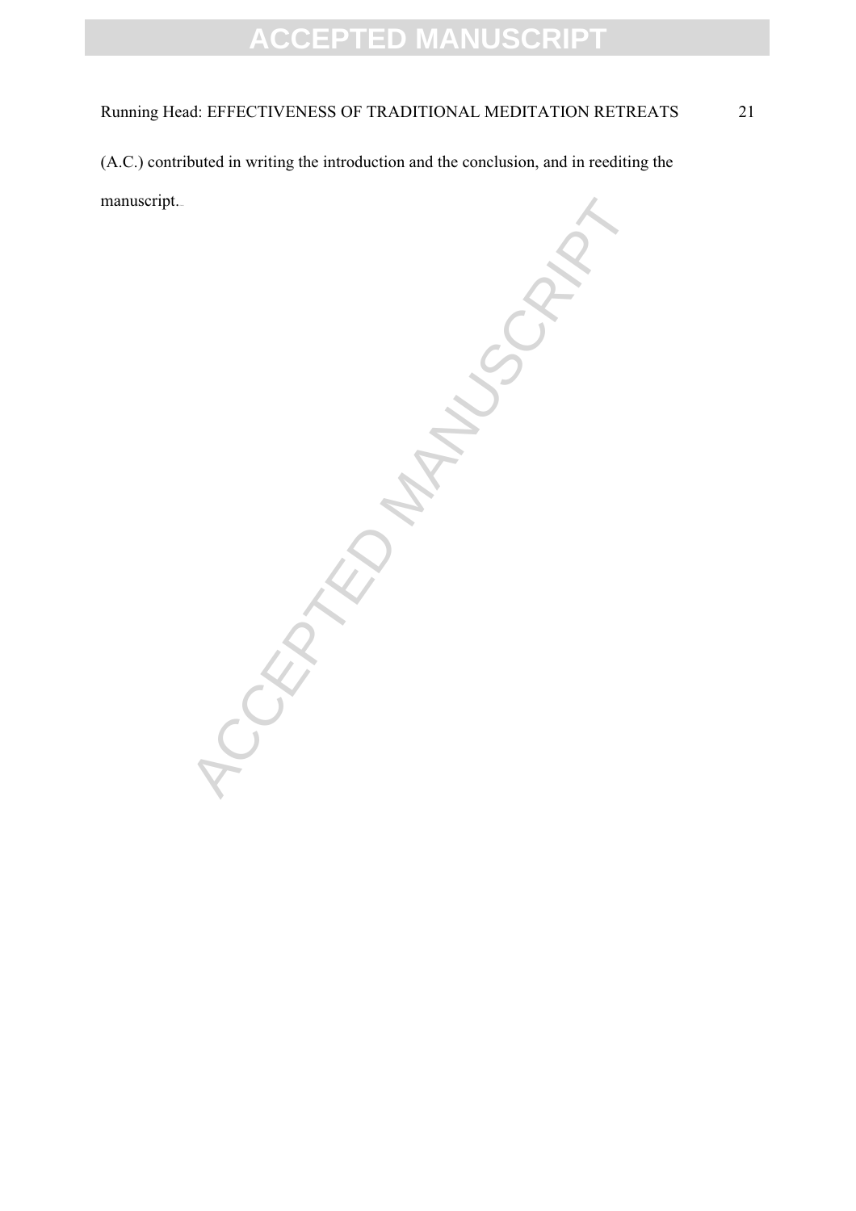(A.C.) contributed in writing the introduction and the conclusion, and in reediting the manuscript.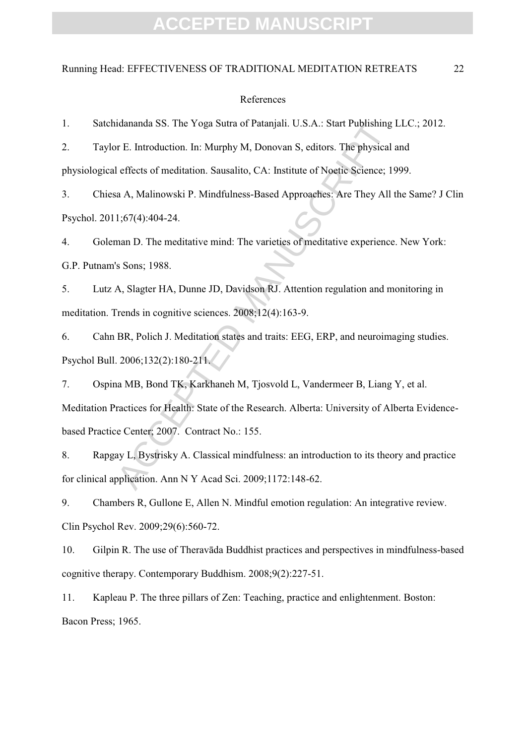References

1. Satchidananda SS. The Yoga Sutra of Patanjali. U.S.A.: Start Publishing LLC.; 2012.

2. Taylor E. Introduction. In: Murphy M, Donovan S, editors. The physical and physiological effects of meditation. Sausalito, CA: Institute of Noetic Science; 1999.

3. Chiesa A, Malinowski P. Mindfulness-Based Approaches: Are They All the Same? J Clin Psychol. 2011;67(4):404-24.

4. Goleman D. The meditative mind: The varieties of meditative experience. New York: G.P. Putnam's Sons; 1988.

5. Lutz A, Slagter HA, Dunne JD, Davidson RJ. Attention regulation and monitoring in meditation. Trends in cognitive sciences. 2008;12(4):163-9.

6. Cahn BR, Polich J. Meditation states and traits: EEG, ERP, and neuroimaging studies. Psychol Bull. 2006;132(2):180-211.

7. Ospina MB, Bond TK, Karkhaneh M, Tjosvold L, Vandermeer B, Liang Y, et al. Meditation Practices for Health: State of the Research. Alberta: University of Alberta Evidence-based Practice Center; 2007. Contract No.: 155.

8. Rapgay L, Bystrisky A. Classical mindfulness: an introduction to its theory and practice for clinical application. Ann N Y Acad Sci. 2009;1172:148-62.

9. Chambers R, Gullone E, Allen N. Mindful emotion regulation: An integrative review. Clin Psychol Rev. 2009;29(6):560-72.

10. Gilpin R. The use of Theravāda Buddhist practices and perspectives in mindfulness-based cognitive therapy. Contemporary Buddhism. 2008;9(2):227-51.

11. Kapleau P. The three pillars of Zen: Teaching, practice and enlightenment. Boston: Bacon Press; 1965.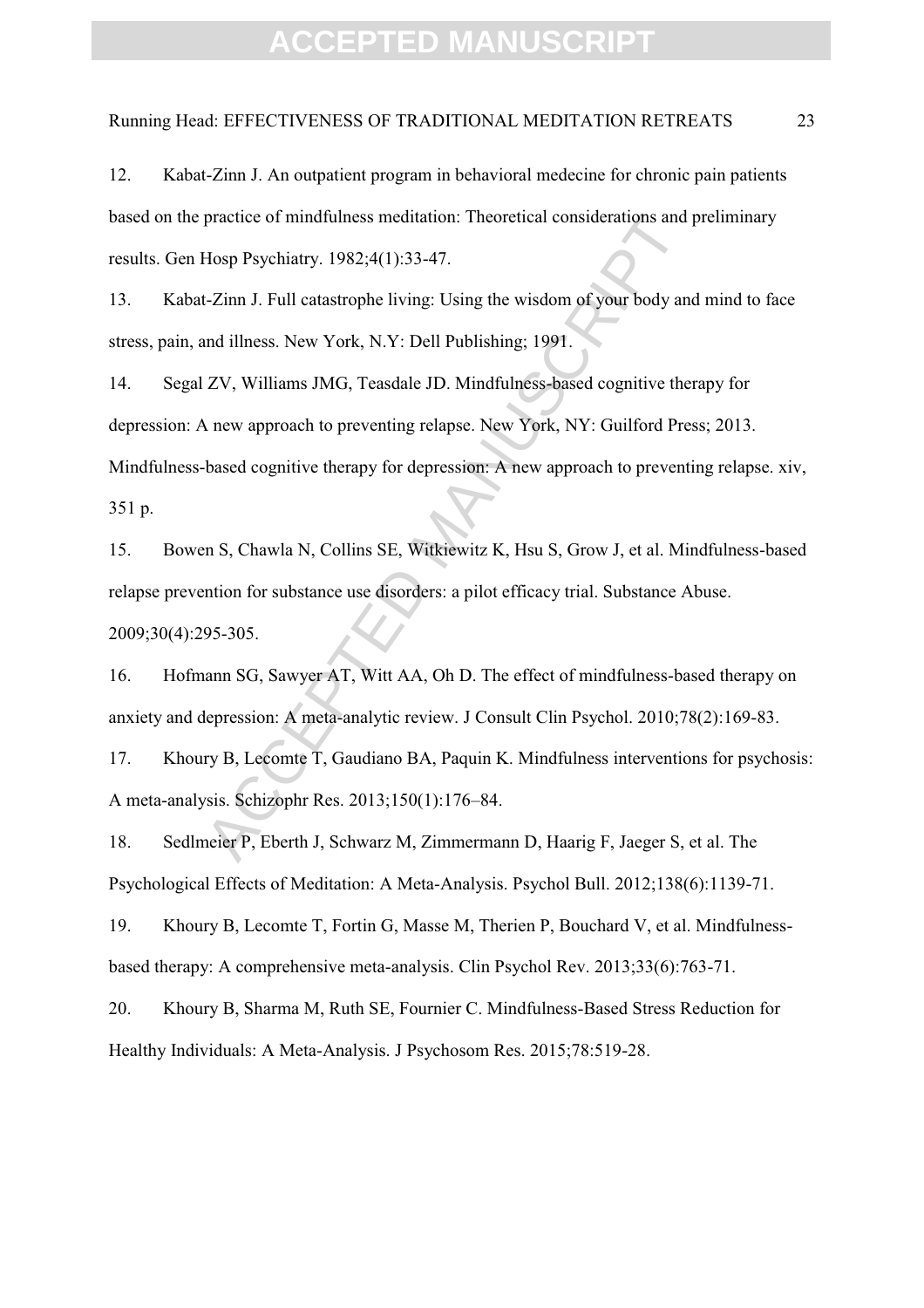12. Kabat-Zinn J. An outpatient program in behavioral medecine for chronic pain patients based on the practice of mindfulness meditation: Theoretical considerations and preliminary results. Gen Hosp Psychiatry. 1982;4(1):33-47.

13. Kabat-Zinn J. Full catastrophe living: Using the wisdom of your body and mind to face stress, pain, and illness. New York, N.Y: Dell Publishing; 1991.

14. Segal ZV, Williams JMG, Teasdale JD. Mindfulness-based cognitive therapy for depression: A new approach to preventing relapse. New York, NY: Guilford Press; 2013. Mindfulness-based cognitive therapy for depression: A new approach to preventing relapse. xiv, 351 p.

15. Bowen S, Chawla N, Collins SE, Witkiewitz K, Hsu S, Grow J, et al. Mindfulness-based relapse prevention for substance use disorders: a pilot efficacy trial. Substance Abuse. 2009;30(4):295-305.

16. Hofmann SG, Sawyer AT, Witt AA, Oh D. The effect of mindfulness-based therapy on anxiety and depression: A meta-analytic review. J Consult Clin Psychol. 2010;78(2):169-83.

17. Khoury B, Lecomte T, Gaudiano BA, Paquin K. Mindfulness interventions for psychosis: A meta-analysis. Schizophr Res. 2013;150(1):176–84.

18. Sedlmeier P, Eberth J, Schwarz M, Zimmermann D, Haarig F, Jaeger S, et al. The Psychological Effects of Meditation: A Meta-Analysis. Psychol Bull. 2012;138(6):1139-71.

19. Khoury B, Lecomte T, Fortin G, Masse M, Therien P, Bouchard V, et al. Mindfulness-based therapy: A comprehensive meta-analysis. Clin Psychol Rev. 2013;33(6):763-71.

20. Khoury B, Sharma M, Ruth SE, Fournier C. Mindfulness-Based Stress Reduction for Healthy Individuals: A Meta-Analysis. J Psychosom Res. 2015;78:519-28.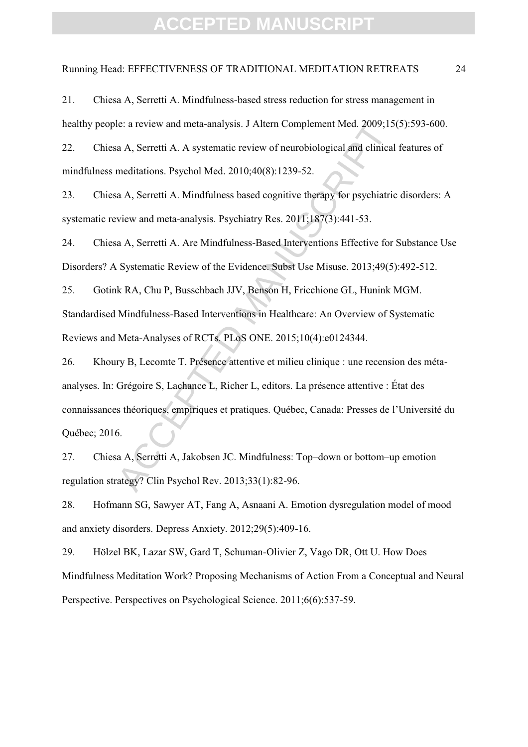21. Chiesa A, Serretti A. Mindfulness-based stress reduction for stress management in healthy people: a review and meta-analysis. J Altern Complement Med. 2009;15(5):593-600.

22. Chiesa A, Serretti A. A systematic review of neurobiological and clinical features of mindfulness meditations. Psychol Med. 2010;40(8):1239-52.

23. Chiesa A, Serretti A. Mindfulness based cognitive therapy for psychiatric disorders: A systematic review and meta-analysis. Psychiatry Res. 2011;187(3):441-53.

24. Chiesa A, Serretti A. Are Mindfulness-Based Interventions Effective for Substance Use Disorders? A Systematic Review of the Evidence. Subst Use Misuse. 2013;49(5):492-512.

25. Gotink RA, Chu P, Busschbach JJV, Benson H, Fricchione GL, Hunink MGM. Standardised Mindfulness-Based Interventions in Healthcare: An Overview of Systematic Reviews and Meta-Analyses of RCTs. PLoS ONE. 2015;10(4):e0124344.

26. Khoury B, Lecomte T. Présence attentive et milieu clinique : une recension des méta-analyses. In: Grégoire S, Lachance L, Richer L, editors. La présence attentive : État des connaissances théoriques, empiriques et pratiques. Québec, Canada: Presses de l'Université du Québec; 2016.

27. Chiesa A, Serretti A, Jakobsen JC. Mindfulness: Top–down or bottom–up emotion regulation strategy? Clin Psychol Rev. 2013;33(1):82-96.

28. Hofmann SG, Sawyer AT, Fang A, Asnaani A. Emotion dysregulation model of mood and anxiety disorders. Depress Anxiety. 2012;29(5):409-16.

29. Hölzel BK, Lazar SW, Gard T, Schuman-Olivier Z, Vago DR, Ott U. How Does Mindfulness Meditation Work? Proposing Mechanisms of Action From a Conceptual and Neural Perspective. Perspectives on Psychological Science. 2011;6(6):537-59.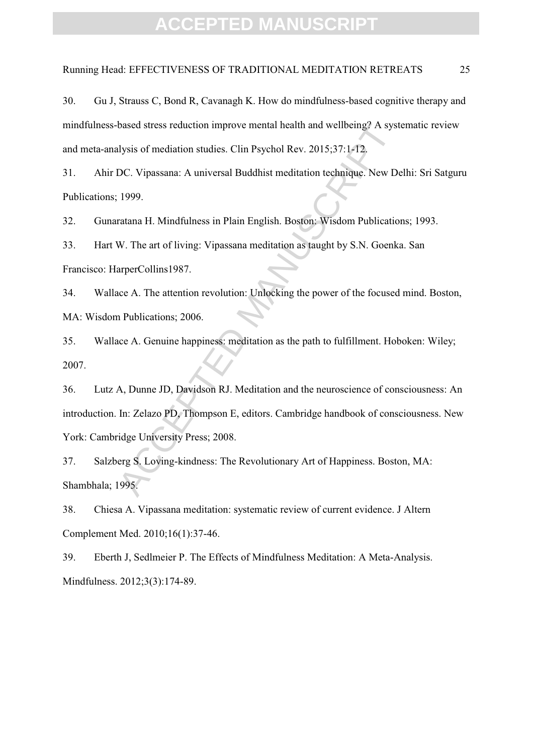30. Gu J, Strauss C, Bond R, Cavanagh K. How do mindfulness-based cognitive therapy and mindfulness-based stress reduction improve mental health and wellbeing? A systematic review and meta-analysis of mediation studies. Clin Psychol Rev. 2015;37:1-12.

31. Ahir DC. Vipassana: A universal Buddhist meditation technique. New Delhi: Sri Satguru Publications; 1999.

32. Gunaratana H. Mindfulness in Plain English. Boston: Wisdom Publications; 1993.

33. Hart W. The art of living: Vipassana meditation as taught by S.N. Goenka. San Francisco: HarperCollins1987.

34. Wallace A. The attention revolution: Unlocking the power of the focused mind. Boston, MA: Wisdom Publications; 2006.

35. Wallace A. Genuine happiness: meditation as the path to fulfillment. Hoboken: Wiley; 2007.

36. Lutz A, Dunne JD, Davidson RJ. Meditation and the neuroscience of consciousness: An introduction. In: Zelazo PD, Thompson E, editors. Cambridge handbook of consciousness. New York: Cambridge University Press; 2008.

37. Salzberg S. Loving-kindness: The Revolutionary Art of Happiness. Boston, MA: Shambhala; 1995.

38. Chiesa A. Vipassana meditation: systematic review of current evidence. J Altern Complement Med. 2010;16(1):37-46.

39. Eberth J, Sedlmeier P. The Effects of Mindfulness Meditation: A Meta-Analysis. Mindfulness. 2012;3(3):174-89.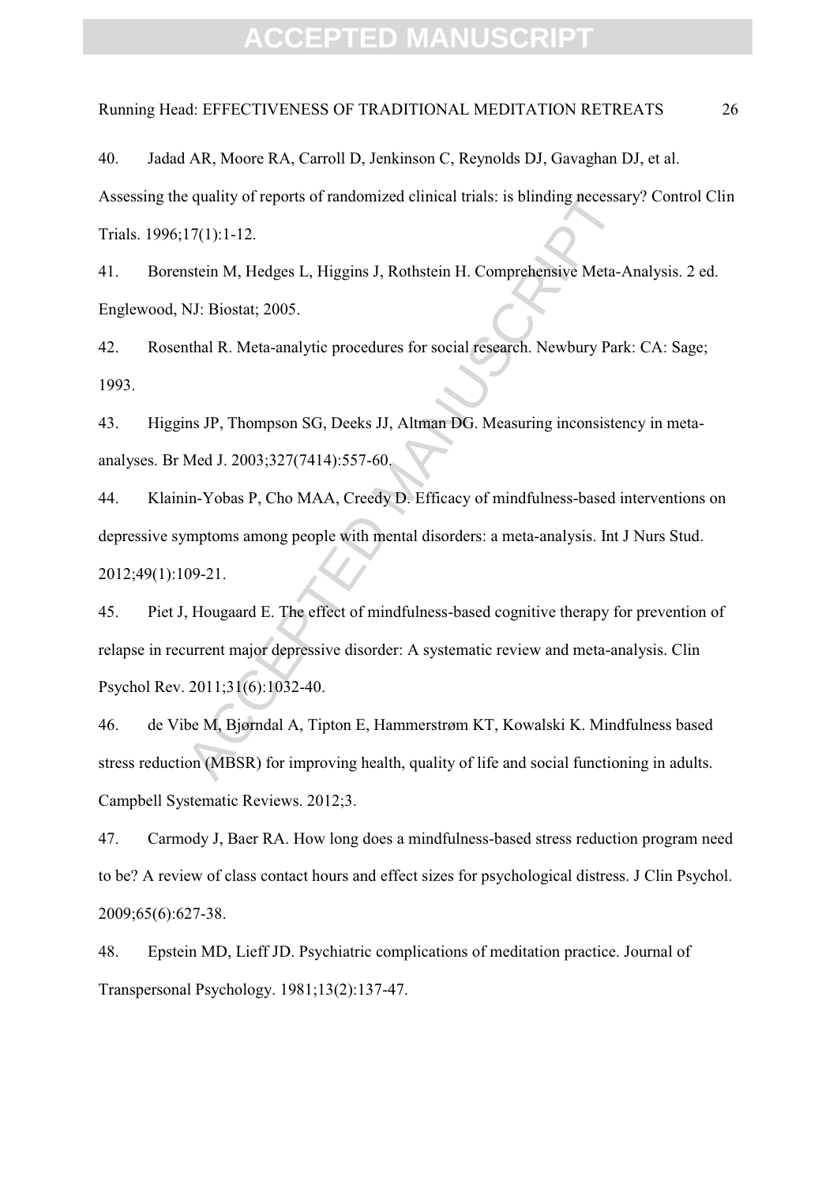40. Jadad AR, Moore RA, Carroll D, Jenkinson C, Reynolds DJ, Gavaghan DJ, et al. Assessing the quality of reports of randomized clinical trials: is blinding necessary? Control Clin Trials. 1996;17(1):1-12.

41. Borenstein M, Hedges L, Higgins J, Rothstein H. Comprehensive Meta-Analysis. 2 ed. Englewood, NJ: Biostat; 2005.

42. Rosenthal R. Meta-analytic procedures for social research. Newbury Park: CA: Sage; 1993.

43. Higgins JP, Thompson SG, Deeks JJ, Altman DG. Measuring inconsistency in meta-analyses. Br Med J. 2003;327(7414):557-60.

44. Klainin-Yobas P, Cho MAA, Creedy D. Efficacy of mindfulness-based interventions on depressive symptoms among people with mental disorders: a meta-analysis. Int J Nurs Stud. 2012;49(1):109-21.

45. Piet J, Hougaard E. The effect of mindfulness-based cognitive therapy for prevention of relapse in recurrent major depressive disorder: A systematic review and meta-analysis. Clin Psychol Rev. 2011;31(6):1032-40.

46. de Vibe M, Bjørndal A, Tipton E, Hammerstrøm KT, Kowalski K. Mindfulness based stress reduction (MBSR) for improving health, quality of life and social functioning in adults. Campbell Systematic Reviews. 2012;3.

47. Carmody J, Baer RA. How long does a mindfulness-based stress reduction program need to be? A review of class contact hours and effect sizes for psychological distress. J Clin Psychol. 2009;65(6):627-38.

48. Epstein MD, Lieff JD. Psychiatric complications of meditation practice. Journal of Transpersonal Psychology. 1981;13(2):137-47.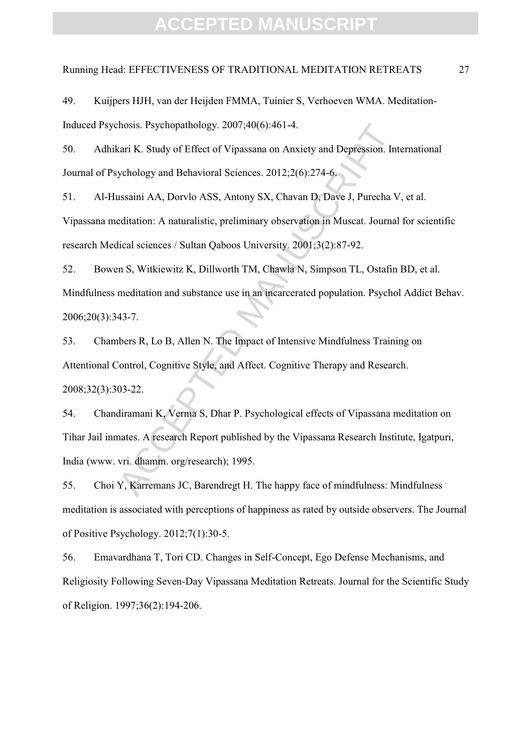49. Kuijpers HJH, van der Heijden FMMA, Tuinier S, Verhoeven WMA. Meditation-Induced Psychosis. Psychopathology. 2007;40(6):461-4.

50. Adhikari K. Study of Effect of Vipassana on Anxiety and Depression. International Journal of Psychology and Behavioral Sciences. 2012;2(6):274-6.

51. Al-Hussaini AA, Dorvlo ASS, Antony SX, Chavan D, Dave J, Purecha V, et al. Vipassana meditation: A naturalistic, preliminary observation in Muscat. Journal for scientific research Medical sciences / Sultan Qaboos University. 2001;3(2):87-92.

52. Bowen S, Witkiewitz K, Dillworth TM, Chawla N, Simpson TL, Ostafin BD, et al. Mindfulness meditation and substance use in an incarcerated population. Psychol Addict Behav. 2006;20(3):343-7.

53. Chambers R, Lo B, Allen N. The Impact of Intensive Mindfulness Training on Attentional Control, Cognitive Style, and Affect. Cognitive Therapy and Research. 2008;32(3):303-22.

54. Chandiramani K, Verma S, Dhar P. Psychological effects of Vipassana meditation on Tihar Jail inmates. A research Report published by the Vipassana Research Institute, Igatpuri, India (www. vri. dhamm. org/research); 1995.

55. Choi Y, Karremans JC, Barendregt H. The happy face of mindfulness: Mindfulness meditation is associated with perceptions of happiness as rated by outside observers. The Journal of Positive Psychology. 2012;7(1):30-5.

56. Emavardhana T, Tori CD. Changes in Self-Concept, Ego Defense Mechanisms, and Religiosity Following Seven-Day Vipassana Meditation Retreats. Journal for the Scientific Study of Religion. 1997;36(2):194-206.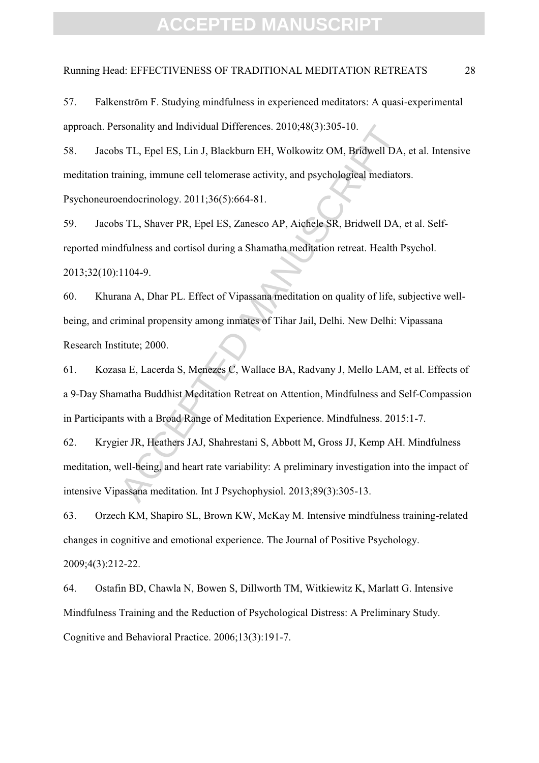57. Falkenström F. Studying mindfulness in experienced meditators: A quasi-experimental approach. Personality and Individual Differences. 2010;48(3):305-10.

58. Jacobs TL, Epel ES, Lin J, Blackburn EH, Wolkowitz OM, Bridwell DA, et al. Intensive meditation training, immune cell telomerase activity, and psychological mediators. Psychoneuroendocrinology. 2011;36(5):664-81.

59. Jacobs TL, Shaver PR, Epel ES, Zanesco AP, Aichele SR, Bridwell DA, et al. Self-reported mindfulness and cortisol during a Shamatha meditation retreat. Health Psychol. 2013;32(10):1104-9.

60. Khurana A, Dhar PL. Effect of Vipassana meditation on quality of life, subjective well-being, and criminal propensity among inmates of Tihar Jail, Delhi. New Delhi: Vipassana Research Institute; 2000.

61. Kozasa E, Lacerda S, Menezes C, Wallace BA, Radvany J, Mello LAM, et al. Effects of a 9-Day Shamatha Buddhist Meditation Retreat on Attention, Mindfulness and Self-Compassion in Participants with a Broad Range of Meditation Experience. Mindfulness. 2015:1-7.

62. Krygier JR, Heathers JAJ, Shahrestani S, Abbott M, Gross JJ, Kemp AH. Mindfulness meditation, well-being, and heart rate variability: A preliminary investigation into the impact of intensive Vipassana meditation. Int J Psychophysiol. 2013;89(3):305-13.

63. Orzech KM, Shapiro SL, Brown KW, McKay M. Intensive mindfulness training-related changes in cognitive and emotional experience. The Journal of Positive Psychology. 2009;4(3):212-22.

64. Ostafin BD, Chawla N, Bowen S, Dillworth TM, Witkiewitz K, Marlatt G. Intensive Mindfulness Training and the Reduction of Psychological Distress: A Preliminary Study. Cognitive and Behavioral Practice. 2006;13(3):191-7.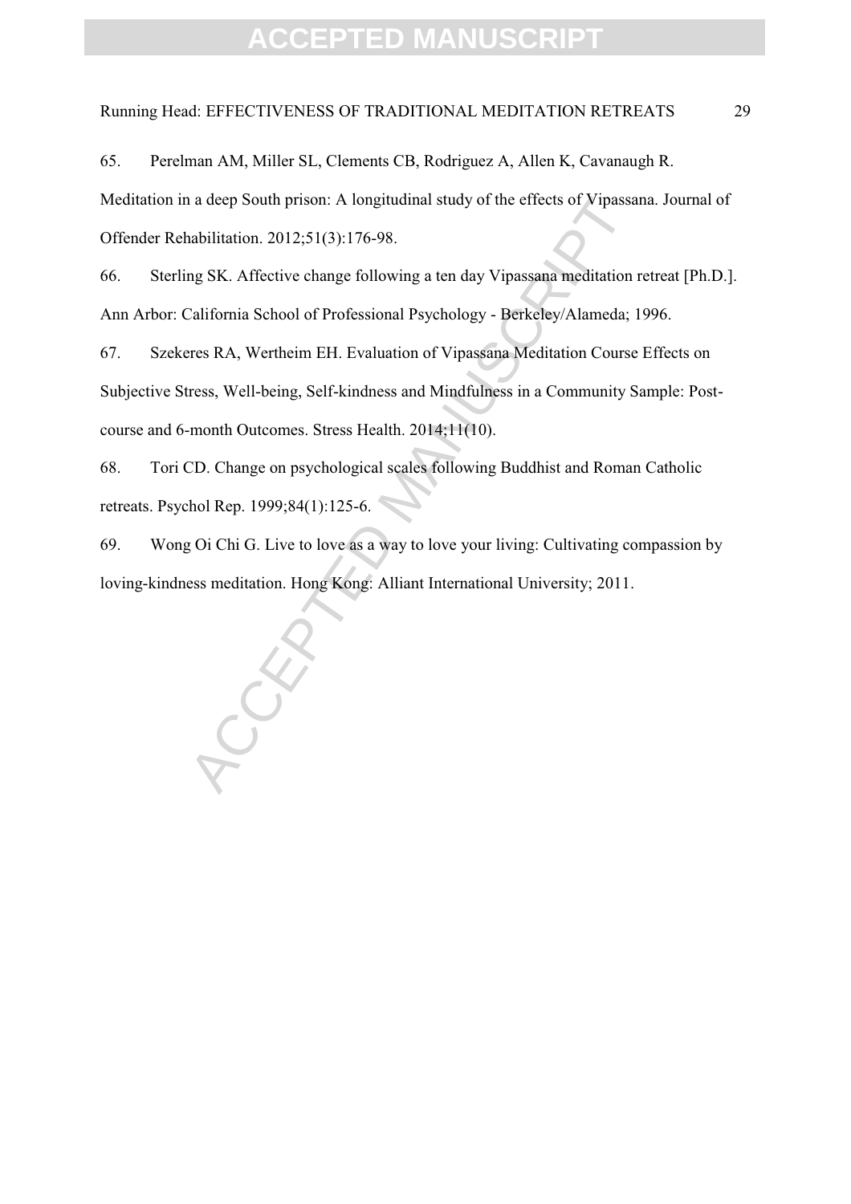65. Perelman AM, Miller SL, Clements CB, Rodriguez A, Allen K, Cavanaugh R. Meditation in a deep South prison: A longitudinal study of the effects of Vipassana. Journal of Offender Rehabilitation. 2012;51(3):176-98.

66. Sterling SK. Affective change following a ten day Vipassana meditation retreat [Ph.D.]. Ann Arbor: California School of Professional Psychology - Berkeley/Alameda; 1996.

67. Szekeres RA, Wertheim EH. Evaluation of Vipassana Meditation Course Effects on Subjective Stress, Well-being, Self-kindness and Mindfulness in a Community Sample: Post-course and 6-month Outcomes. Stress Health. 2014;11(10).

68. Tori CD. Change on psychological scales following Buddhist and Roman Catholic retreats. Psychol Rep. 1999;84(1):125-6.

69. Wong Oi Chi G. Live to love as a way to love your living: Cultivating compassion by loving-kindness meditation. Hong Kong: Alliant International University; 2011.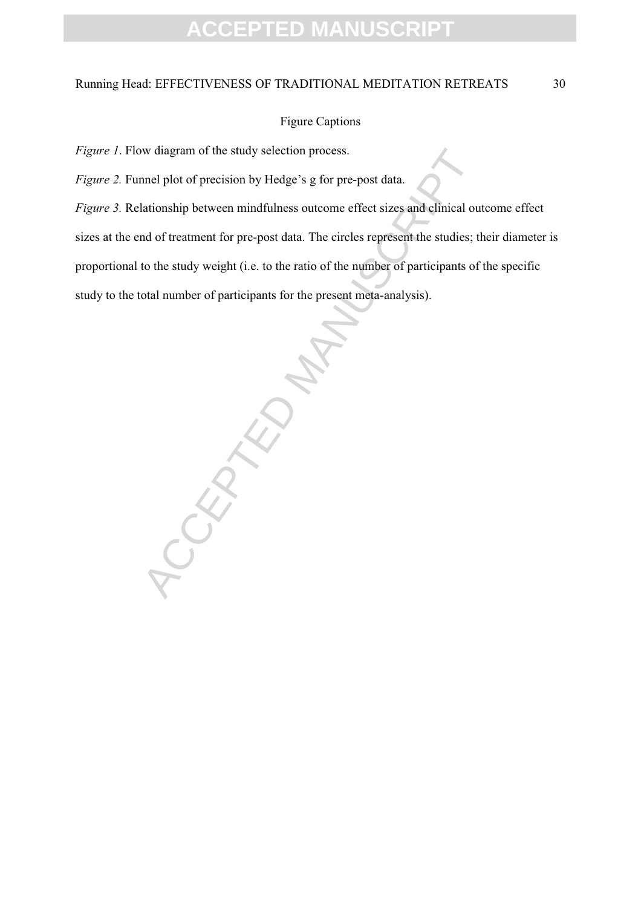Figure Captions

*Figure 1*. Flow diagram of the study selection process.

*Figure 2.* Funnel plot of precision by Hedge's g for pre-post data.

*Figure 3.* Relationship between mindfulness outcome effect sizes and clinical outcome effect sizes at the end of treatment for pre-post data. The circles represent the studies; their diameter is proportional to the study weight (i.e. to the ratio of the number of participants of the specific study to the total number of participants for the present meta-analysis).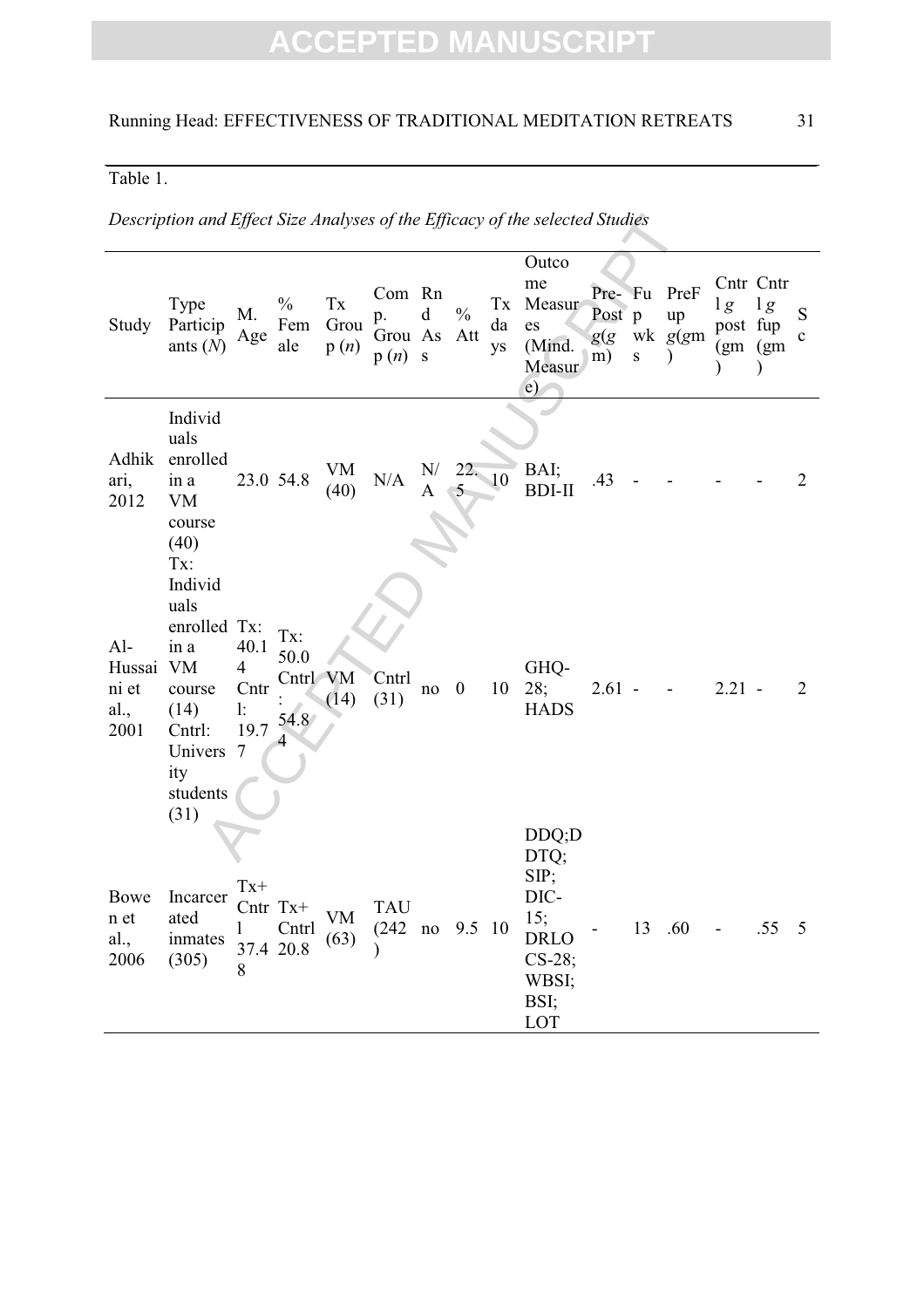Table 1.

*Description and Effect Size Analyses of the Efficacy of the selected Studies*

| Study | Type Participants (*N*) | M. Age | % Female | Tx Group (*n*) | Comp. Group (*n*) | Rnd Ass | % Att | Tx days | Outcome Measures (Mind. Measure) | Pre-Post *g*(*g*m) | Fup wks | PreFup *g*(*g*m) | Cntrl *g* post (gm) | Cntrl *g* fup (gm) | Sc |
|---|---|---|---|---|---|---|---|---|---|---|---|---|---|---|---|
| Adhikari, 2012 | Individuals enrolled in a VM course (40) | 23.0 | 54.8 | VM (40) | N/A | N/A | 22.5 | 10 | BAI; BDI-II | .43 | - | - | - | - | 2 |
| Al-Hussaini et al., 2001 | Tx: Individuals enrolled in a VM course (14) Cntrl: University students (31) | Tx: 40.14 Cntrl: 19.77 | Tx: 50.0 Cntrl: 54.84 | VM (14) | Cntrl (31) | no | 0 | 10 | GHQ-28; HADS | 2.61 | - | - | 2.21 | - | 2 |
| Bowen et al., 2006 | Incarcerated inmates (305) | Tx+Cntrl 37.48 | Tx+Cntrl 20.8 | VM (63) | TAU (242) | no | 9.5 | 10 | DDQ;DDTQ; SIP; DIC-15; DRLOCS-28; WBSI; BSI; LOT | - | 13 | .60 | - | .55 | 5 |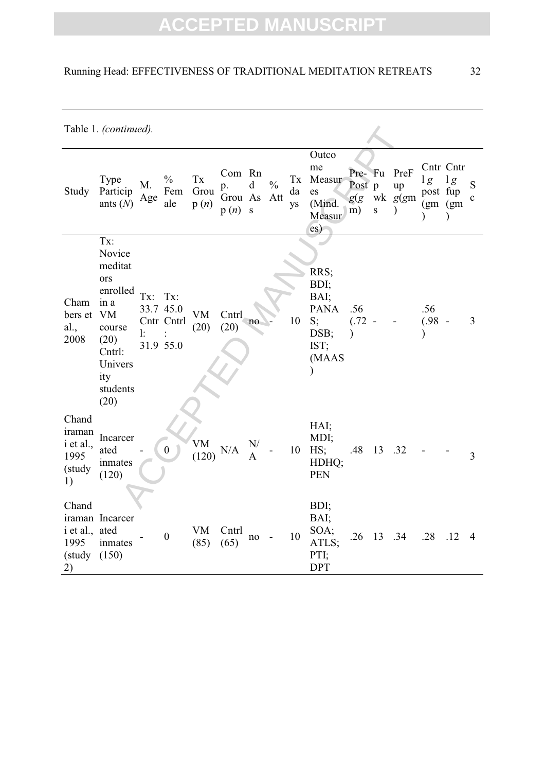Table 1. *(continued).*

| Study | Type Participants (*N*) | M. Age | % Female | Tx Group (*n*) | Comp. Group (*n*) | Rnd As s | % Att | Tx days | Outcome Measures (Mind. Measures) | Pre-Post *g*(gm) | Fup wks | PreFup *g*(gm) | Cntrl *g* post (gm) | Cntrl *g* fup (gm) | Sc |
|---|---|---|---|---|---|---|---|---|---|---|---|---|---|---|---|
| Chambers et al., 2008 | Tx: Novice meditators enrolled in a VM course (20) Cntrl: University students (20) | Tx: 33.7 Cntrl: 31.9 | Tx: 45.0 Cntrl: 55.0 | VM (20) | Cntrl (20) | no | - | 10 | RRS; BDI; BAI; PANAS; DSB; IST; (MAAS) | .56 (.72) | - | - | .56 (.98) | - | 3 |
| Chandiramani et al., 1995 (study 1) | Incarcerated inmates (120) | - | 0 | VM (120) | N/A | N/A | - | 10 | HAI; MDI; HS; HDHQ; PEN | .48 | 13 | .32 | - | - | 3 |
| Chandiramani et al., 1995 (study 2) | Incarcerated inmates (150) | - | 0 | VM (85) | Cntrl (65) | no | - | 10 | BDI; BAI; SOA; ATLS; PTI; DPT | .26 | 13 | .34 | .28 | .12 | 4 |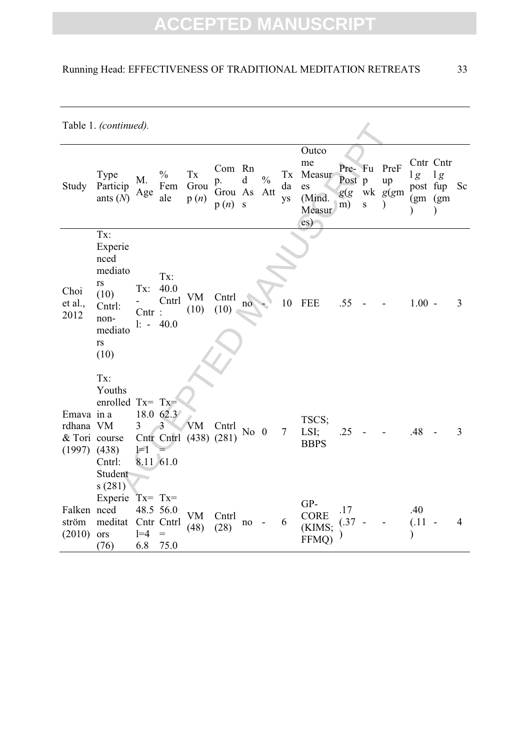Table 1. *(continued).*

| Study | Type Participants (*N*) | M. Age | % Female | Tx Group (*n*) | Comp. Group (*n*) | Rnd Ass | % Att | Tx days | Outcome Measures (Mind. Measures) | Pre-Post *g*(*g*m) | Fup wks | PreFup *g*(*g*m) | Cntrl *g* post (*g*m) | Cntrl *g* fup (*g*m) | Sc |
|---|---|---|---|---|---|---|---|---|---|---|---|---|---|---|---|
| Choi et al., 2012 | Tx: Experienced mediators (10) Cntrl: non-mediators (10) | Tx: - Cntrl: - | Tx: 40.0 Cntrl: 40.0 | VM (10) | Cntrl (10) | no | - | 10 | FEE | .55 | - | - | 1.00 | - | 3 |
| Emavardhana & Tori (1997) | Tx: Youths enrolled in a VM course (438) Cntrl: Students (281) | Tx= 18.03 Cntrl= 18.11 | Tx= 62.33 Cntrl= 61.0 | VM (438) | Cntrl (281) | No | 0 | 7 | TSCS; LSI; BBPS | .25 | - | - | .48 | - | 3 |
| Falkenström (2010) | Experienced meditators (76) | Tx= 48.5 Cntrl= 46.8 | Tx= 56.0 Cntrl= 75.0 | VM (48) | Cntrl (28) | no | - | 6 | GP-CORE (KIMS; FFMQ) | .17 (.37) | - | - | .40 (.11) | - | 4 |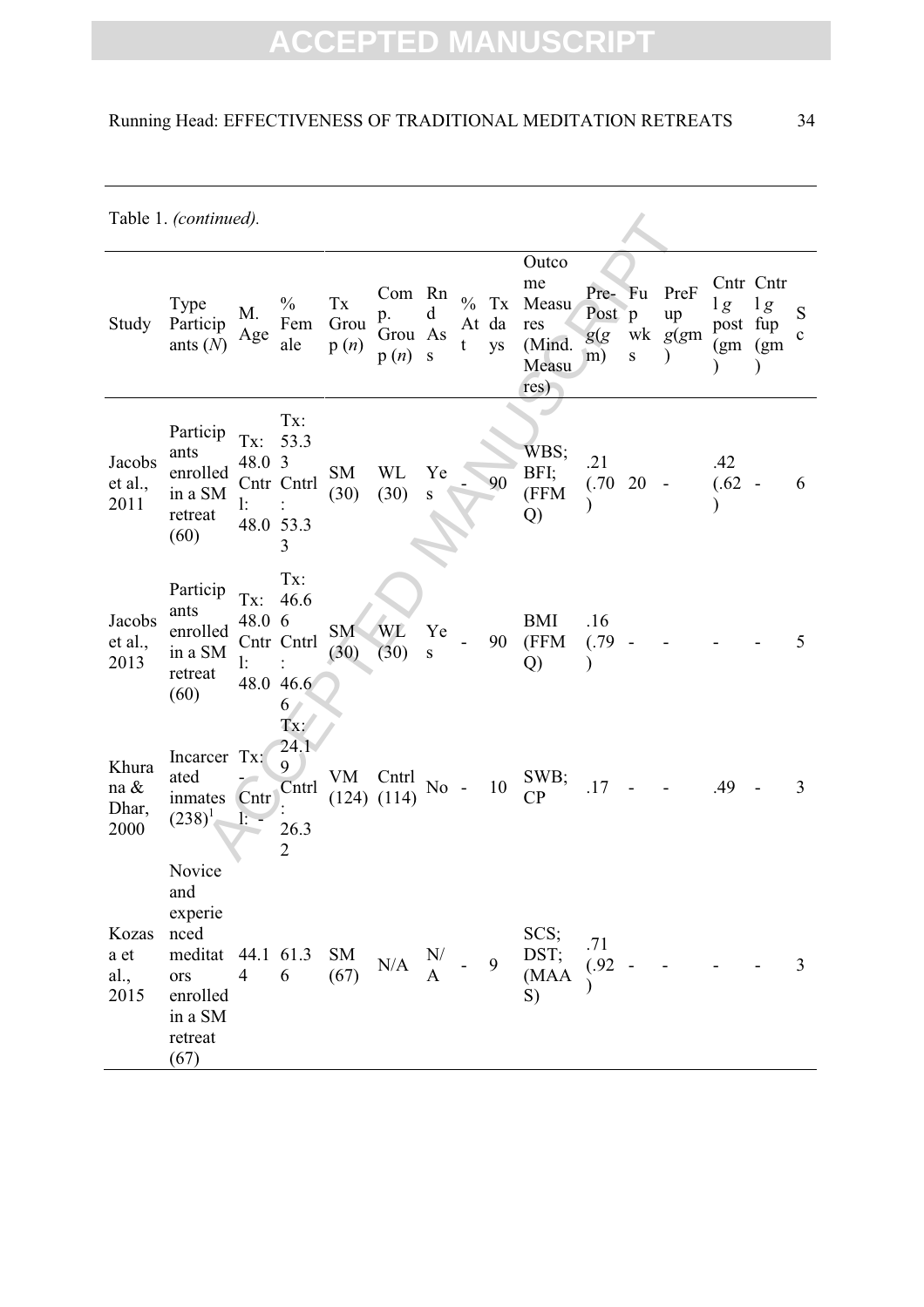Table 1. *(continued).*

| Study | Type Participants (*N*) | M. Age | % Female | Tx Group (*n*) | Comp. Group (*n*) | Rnd Ass | % Att | Tx days | Outcome Measures (Mind. Measures) | Pre-Post *g*(*g*m) | Fup wks | PreFup *g*(*g*m) | Cntrl *g* post (*g*m) | Cntrl *g* fup (*g*m) | Sc |
|---|---|---|---|---|---|---|---|---|---|---|---|---|---|---|---|
| Jacobs et al., 2011 | Participants enrolled in a SM retreat (60) | Tx: 48.0 Cntrl: 48.0 | Tx: 53.33 Cntrl: 53.33 | SM (30) | WL (30) | Yes | - | 90 | WBS; BFI; (FFMQ) | .21 (.70) | 20 | - | .42 (.62) | - | 6 |
| Jacobs et al., 2013 | Participants enrolled in a SM retreat (60) | Tx: 48.0 Cntrl: 48.0 | Tx: 46.66 Cntrl: 46.66 | SM (30) | WL (30) | Yes | - | 90 | BMI (FFMQ) | .16 (.79) | - | - | - | - | 5 |
| Khurana & Dhar, 2000 | Incarcerated inmates (238)[1] | Tx: - Cntrl: - | Tx: 24.19 Cntrl: 26.32 | VM (124) | Cntrl (114) | No | - | 10 | SWB; CP | .17 | - | - | .49 | - | 3 |
| Kozasa et al., 2015 | Novice and experienced meditators enrolled in a SM retreat (67) | 44.14 | 61.36 | SM (67) | N/A | N/A | - | 9 | SCS; DST; (MAAS) | .71 (.92) | - | - | - | - | 3 |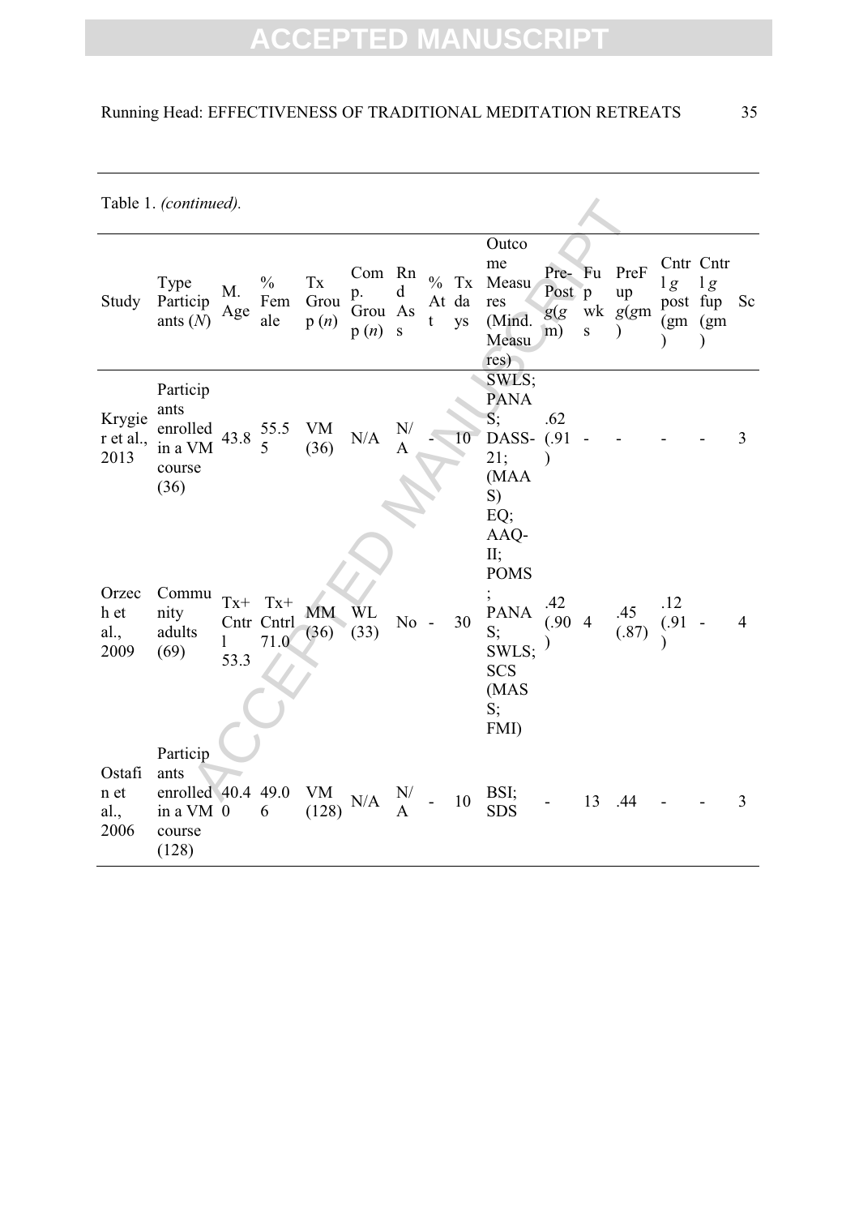Table 1. *(continued).*

| Study | Type Participants (*N*) | M. Age | % Female | Tx Group (*n*) | Comp. Group (*n*) | Rnd As s | % Att | Tx days | Outcome Measures (Mind. Measures) | Pre-Post *g*(*g*m) | Fup wks | PreFup *g*(gm) | Cntrl *g* post (gm) | Cntrl *g* fup (gm) | Sc |
|---|---|---|---|---|---|---|---|---|---|---|---|---|---|---|---|
| Krygier et al., 2013 | Participants enrolled in a VM course (36) | 43.8 | 55.55 | VM (36) | N/A | N/A | - | 10 | SWLS; PANAS; DASS-21; (MAAS) | .62 (.91) | - | - | - | - | 3 |
| Orzech et al., 2009 | Community adults (69) | Tx+ Cntrl 53.3 | Tx+ Cntrl 71.0 | MM (36) | WL (33) | No | - | 30 | EQ; AAQ-II; POMS; PANAS; SWLS; SCS (MASS; FMI) | .42 (.90) | 4 | .45 (.87) | .12 (.91) | - | 4 |
| Ostafin et al., 2006 | Participants enrolled in a VM course (128) | 40.40 | 49.06 | VM (128) | N/A | N/A | - | 10 | BSI; SDS | - | 13 | .44 | - | - | 3 |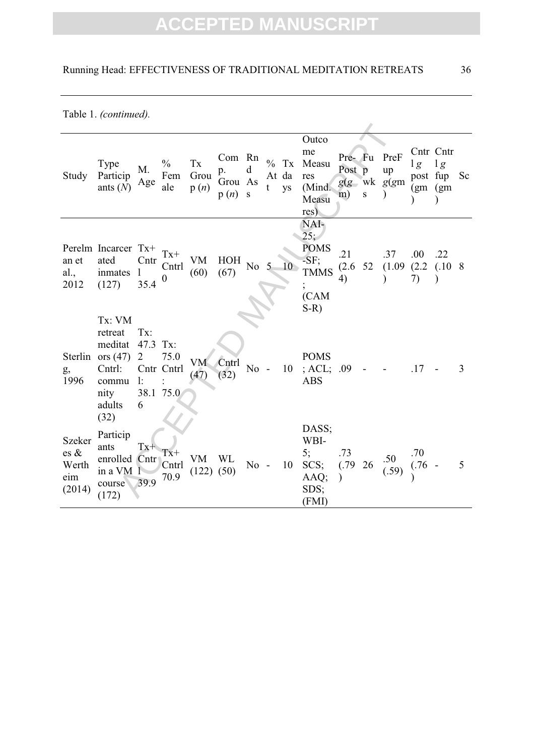Table 1. *(continued).*

| Study | Type Participants (*N*) | M. Age | % Female | Tx Group (*n*) | Comp. Group (*n*) | Rnd Ass | % Att | Tx days | Outcome Measures (Mind. Measures) | Pre-Post *g*(gm) | Fup wks | PreFup *g*(gm) | Cntrl *g* post (gm) | Cntrl *g* fup (gm) | Sc |
|---|---|---|---|---|---|---|---|---|---|---|---|---|---|---|---|
| Perelman et al., 2012 | Incarcerated inmates (127) | Tx+Cntrl 35.4 | Tx+Cntrl 0 | VM (60) | HOH (67) | No | 5 | 10 | NAI-25; POMS-SF; TMMS; (CAMS-R) | .21 (2.64) | 52 | .37 (1.09) | .00 (2.27) | .22 (.10) | 8 |
| Sterling, 1996 | Tx: VM retreat meditators (47) Cntrl: community adults (32) | Tx: 47.32 Cntrl: 38.16 | Tx: 75.0 Cntrl: 75.0 | VM (47) | Cntrl (32) | No | - | 10 | POMS; ACL; ABS | .09 | - | - | .17 | - | 3 |
| Szekeres & Wertheim (2014) | Participants enrolled in a VM course (172) | Tx+Cntrl 39.9 | Tx+Cntrl 70.9 | VM (122) | WL (50) | No | - | 10 | DASS; WBI-5; SCS; AAQ; SDS; (FMI) | .73 (.79) | 26 | .50 (.59) | .70 (.76) | - | 5 |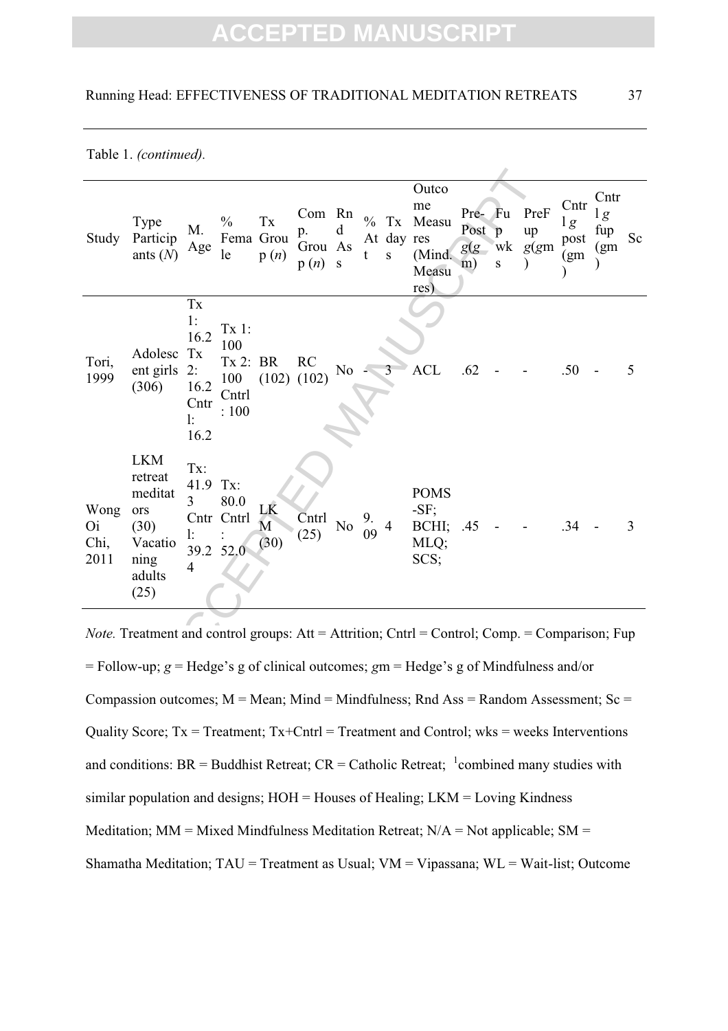Table 1. *(continued).*

| Study | Type Participants (*N*) | M. Age | % Female | Tx Group (*n*) | Comp. Group (*n*) | Rnd Ass | % Att | Tx days | Outcome Measures (Mind. Measures) | Pre-Post *g*(*g*m) | Fup wks | PreFup *g*(*g*m) | Cntrl *g* post (*g*m) | Cntrl *g* fup (*g*m) | Sc |
|---|---|---|---|---|---|---|---|---|---|---|---|---|---|---|---|
| Tori, 1999 | Adolescent girls (306) | Tx 1: 16.2 Tx 2: 16.2 Cntrl: 16.2 | Tx 1: 100 Tx 2: 100 Cntrl: 100 | BR (102) | RC (102) | No | - | 3 | ACL | .62 | - | - | .50 | - | 5 |
| Wong Oi Chi, 2011 | LKM retreat meditators (30) Vacationing adults (25) | Tx: 41.93 Cntrl: 39.24 | Tx: 80.0 Cntrl: 52.0 | LKM (30) | Cntrl (25) | No | 9.09 | 4 | POMS-SF; BCHI; MLQ; SCS; | .45 | - | - | .34 | - | 3 |

*Note.* Treatment and control groups: Att = Attrition; Cntrl = Control; Comp. = Comparison; Fup = Follow-up; *g* = Hedge's g of clinical outcomes; *g*m = Hedge's g of Mindfulness and/or Compassion outcomes; M = Mean; Mind = Mindfulness; Rnd Ass = Random Assessment; Sc = Quality Score; Tx = Treatment; Tx+Cntrl = Treatment and Control; wks = weeks Interventions and conditions: BR = Buddhist Retreat; CR = Catholic Retreat; [1]combined many studies with similar population and designs; HOH = Houses of Healing; LKM = Loving Kindness Meditation; MM = Mixed Mindfulness Meditation Retreat; N/A = Not applicable; SM = Shamatha Meditation; TAU = Treatment as Usual; VM = Vipassana; WL = Wait-list; Outcome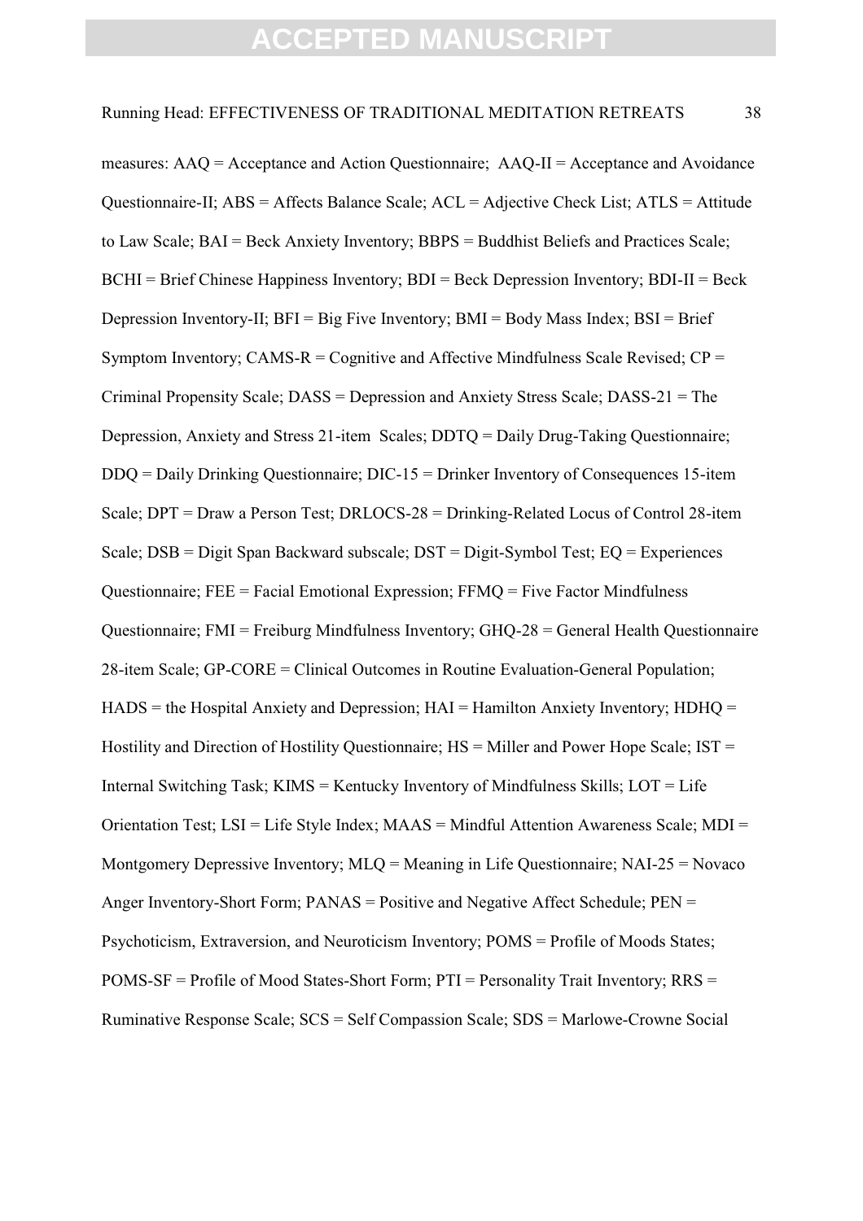measures: AAQ = Acceptance and Action Questionnaire; AAQ-II = Acceptance and Avoidance Questionnaire-II; ABS = Affects Balance Scale; ACL = Adjective Check List; ATLS = Attitude to Law Scale; BAI = Beck Anxiety Inventory; BBPS = Buddhist Beliefs and Practices Scale; BCHI = Brief Chinese Happiness Inventory; BDI = Beck Depression Inventory; BDI-II = Beck Depression Inventory-II; BFI = Big Five Inventory; BMI = Body Mass Index; BSI = Brief Symptom Inventory; CAMS-R = Cognitive and Affective Mindfulness Scale Revised; CP = Criminal Propensity Scale; DASS = Depression and Anxiety Stress Scale; DASS-21 = The Depression, Anxiety and Stress 21-item Scales; DDTQ = Daily Drug-Taking Questionnaire; DDQ = Daily Drinking Questionnaire; DIC-15 = Drinker Inventory of Consequences 15-item Scale; DPT = Draw a Person Test; DRLOCS-28 = Drinking-Related Locus of Control 28-item Scale; DSB = Digit Span Backward subscale; DST = Digit-Symbol Test; EQ = Experiences Questionnaire; FEE = Facial Emotional Expression; FFMQ = Five Factor Mindfulness Questionnaire; FMI = Freiburg Mindfulness Inventory; GHQ-28 = General Health Questionnaire 28-item Scale; GP-CORE = Clinical Outcomes in Routine Evaluation-General Population; HADS = the Hospital Anxiety and Depression; HAI = Hamilton Anxiety Inventory; HDHQ = Hostility and Direction of Hostility Questionnaire; HS = Miller and Power Hope Scale; IST = Internal Switching Task; KIMS = Kentucky Inventory of Mindfulness Skills; LOT = Life Orientation Test; LSI = Life Style Index; MAAS = Mindful Attention Awareness Scale; MDI = Montgomery Depressive Inventory; MLQ = Meaning in Life Questionnaire; NAI-25 = Novaco Anger Inventory-Short Form; PANAS = Positive and Negative Affect Schedule; PEN = Psychoticism, Extraversion, and Neuroticism Inventory; POMS = Profile of Moods States; POMS-SF = Profile of Mood States-Short Form; PTI = Personality Trait Inventory; RRS = Ruminative Response Scale; SCS = Self Compassion Scale; SDS = Marlowe-Crowne Social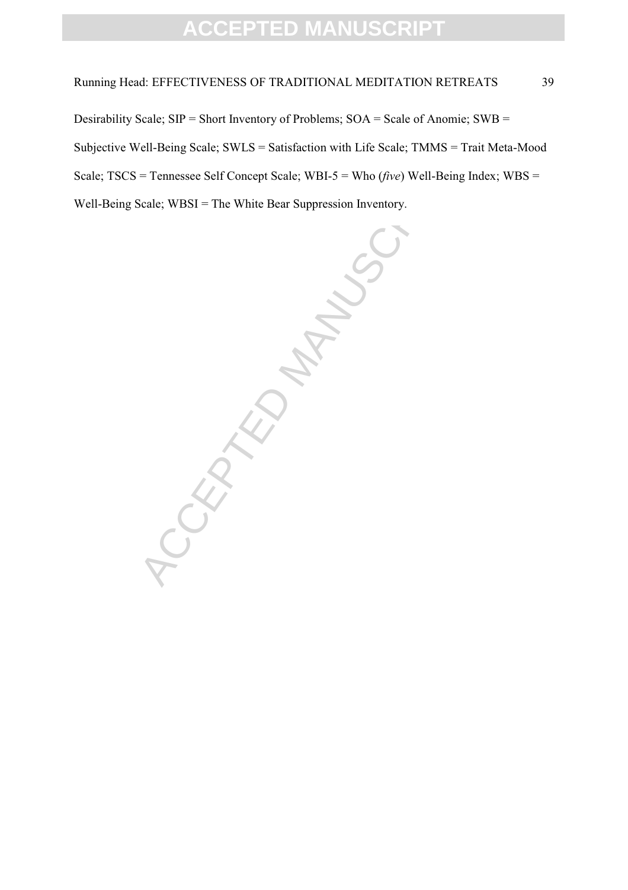Desirability Scale; SIP = Short Inventory of Problems; SOA = Scale of Anomie; SWB = Subjective Well-Being Scale; SWLS = Satisfaction with Life Scale; TMMS = Trait Meta-Mood Scale; TSCS = Tennessee Self Concept Scale; WBI-5 = Who (*five*) Well-Being Index; WBS = Well-Being Scale; WBSI = The White Bear Suppression Inventory.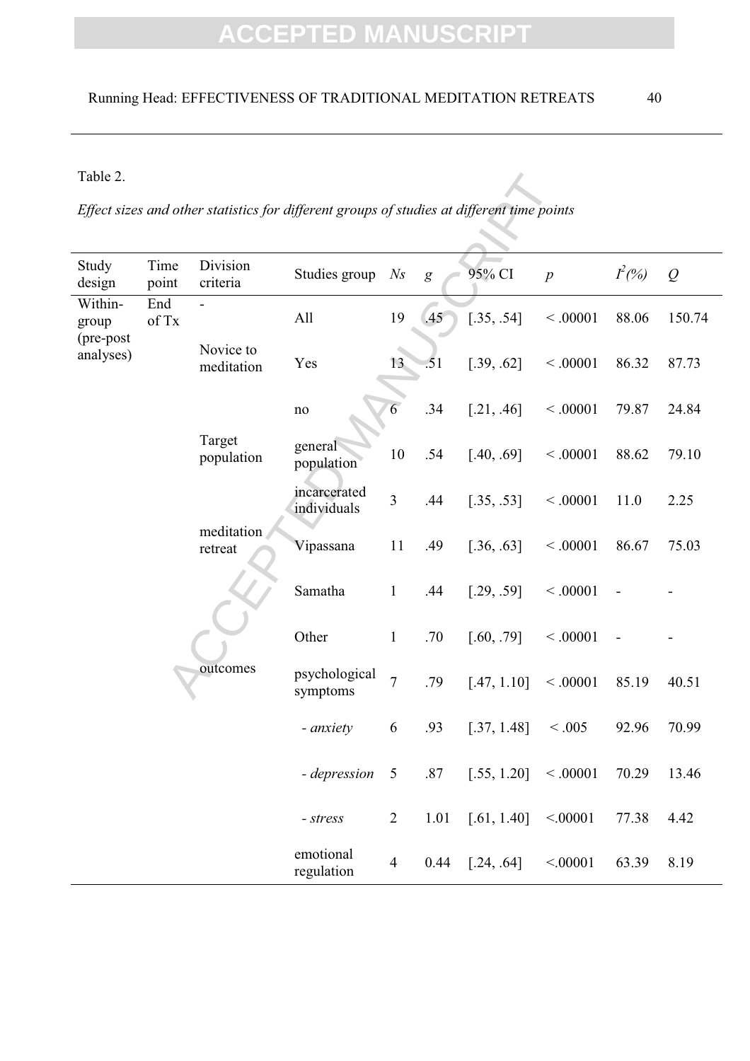Table 2.

*Effect sizes and other statistics for different groups of studies at different time points*

| Study design | Time point | Division criteria | Studies group | *Ns* | *g* | 95% CI | *p* | $I^2(\%)$ | *Q* |
|---|---|---|---|---|---|---|---|---|---|
| Within-group (pre-post analyses) | End of Tx | - | All | 19 | .45 | [.35, .54] | < .00001 | 88.06 | 150.74 |
| | | Novice to meditation | Yes | 13 | .51 | [.39, .62] | < .00001 | 86.32 | 87.73 |
| | | | no | 6 | .34 | [.21, .46] | < .00001 | 79.87 | 24.84 |
| | | Target population | general population | 10 | .54 | [.40, .69] | < .00001 | 88.62 | 79.10 |
| | | | incarcerated individuals | 3 | .44 | [.35, .53] | < .00001 | 11.0 | 2.25 |
| | | meditation retreat | Vipassana | 11 | .49 | [.36, .63] | < .00001 | 86.67 | 75.03 |
| | | | Samatha | 1 | .44 | [.29, .59] | < .00001 | - | - |
| | | | Other | 1 | .70 | [.60, .79] | < .00001 | - | - |
| | | outcomes | psychological symptoms | 7 | .79 | [.47, 1.10] | < .00001 | 85.19 | 40.51 |
| | | | - *anxiety* | 6 | .93 | [.37, 1.48] | < .005 | 92.96 | 70.99 |
| | | | - *depression* | 5 | .87 | [.55, 1.20] | < .00001 | 70.29 | 13.46 |
| | | | - *stress* | 2 | 1.01 | [.61, 1.40] | <.00001 | 77.38 | 4.42 |
| | | | emotional regulation | 4 | 0.44 | [.24, .64] | <.00001 | 63.39 | 8.19 |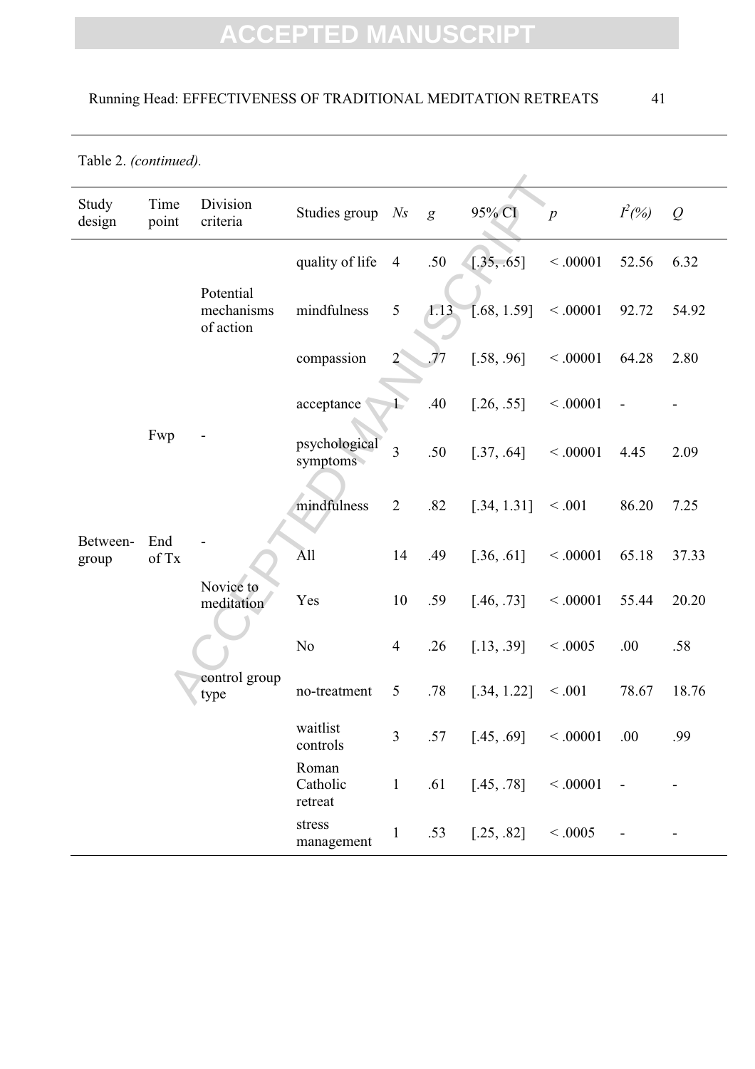Table 2. *(continued).*

| Study design | Time point | Division criteria | Studies group | *Ns* | *g* | 95% CI | *p* | $I^2(\%)$ | *Q* |
|---|---|---|---|---|---|---|---|---|---|
| | | | quality of life | 4 | .50 | [.35, .65] | < .00001 | 52.56 | 6.32 |
| | | Potential mechanisms of action | mindfulness | 5 | 1.13 | [.68, 1.59] | < .00001 | 92.72 | 54.92 |
| | | | compassion | 2 | .77 | [.58, .96] | < .00001 | 64.28 | 2.80 |
| | | | acceptance | 1 | .40 | [.26, .55] | < .00001 | - | - |
| | Fwp | - | psychological symptoms | 3 | .50 | [.37, .64] | < .00001 | 4.45 | 2.09 |
| | | | mindfulness | 2 | .82 | [.34, 1.31] | < .001 | 86.20 | 7.25 |
| Between-group | End of Tx | - | All | 14 | .49 | [.36, .61] | < .00001 | 65.18 | 37.33 |
| | | Novice to meditation | Yes | 10 | .59 | [.46, .73] | < .00001 | 55.44 | 20.20 |
| | | | No | 4 | .26 | [.13, .39] | < .0005 | .00 | .58 |
| | | control group type | no-treatment | 5 | .78 | [.34, 1.22] | < .001 | 78.67 | 18.76 |
| | | | waitlist controls | 3 | .57 | [.45, .69] | < .00001 | .00 | .99 |
| | | | Roman Catholic retreat | 1 | .61 | [.45, .78] | < .00001 | - | - |
| | | | stress management | 1 | .53 | [.25, .82] | < .0005 | - | - |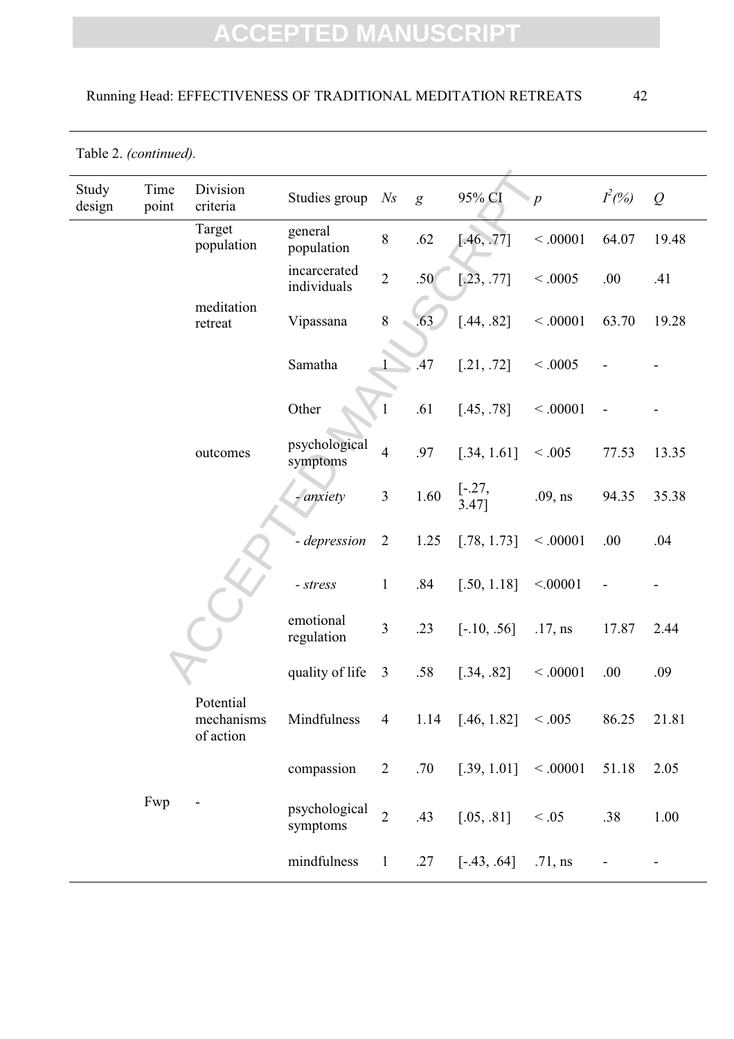Table 2. *(continued)*.

| Study design | Time point | Division criteria | Studies group | *Ns* | *g* | 95% CI | *p* | $I^2$(%) | *Q* |
|---|---|---|---|---|---|---|---|---|---|
| | | Target population | general population | 8 | .62 | [.46, .77] | < .00001 | 64.07 | 19.48 |
| | | | incarcerated individuals | 2 | .50 | [.23, .77] | < .0005 | .00 | .41 |
| | | meditation retreat | Vipassana | 8 | .63 | [.44, .82] | < .00001 | 63.70 | 19.28 |
| | | | Samatha | 1 | .47 | [.21, .72] | < .0005 | - | - |
| | | | Other | 1 | .61 | [.45, .78] | < .00001 | - | - |
| | | outcomes | psychological symptoms | 4 | .97 | [.34, 1.61] | < .005 | 77.53 | 13.35 |
| | | | *- anxiety* | 3 | 1.60 | [-.27, 3.47] | .09, ns | 94.35 | 35.38 |
| | | | *- depression* | 2 | 1.25 | [.78, 1.73] | < .00001 | .00 | .04 |
| | | | *- stress* | 1 | .84 | [.50, 1.18] | <.00001 | - | - |
| | | | emotional regulation | 3 | .23 | [-.10, .56] | .17, ns | 17.87 | 2.44 |
| | | | quality of life | 3 | .58 | [.34, .82] | < .00001 | .00 | .09 |
| | | Potential mechanisms of action | Mindfulness | 4 | 1.14 | [.46, 1.82] | < .005 | 86.25 | 21.81 |
| | | | compassion | 2 | .70 | [.39, 1.01] | < .00001 | 51.18 | 2.05 |
| | Fwp | - | psychological symptoms | 2 | .43 | [.05, .81] | < .05 | .38 | 1.00 |
| | | | mindfulness | 1 | .27 | [-.43, .64] | .71, ns | - | - |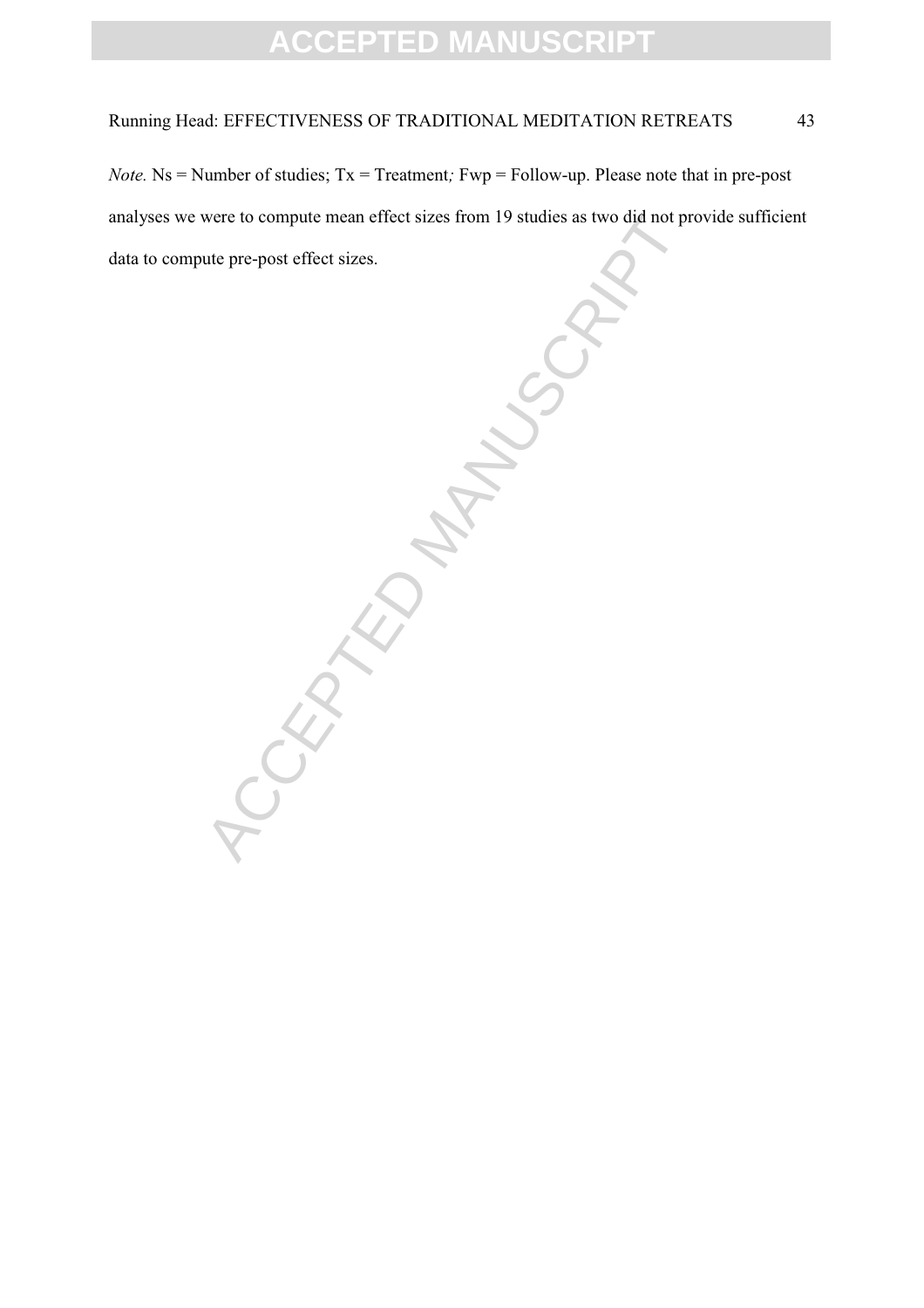*Note.* Ns = Number of studies; Tx = Treatment*;* Fwp = Follow-up. Please note that in pre-post analyses we were to compute mean effect sizes from 19 studies as two did not provide sufficient data to compute pre-post effect sizes.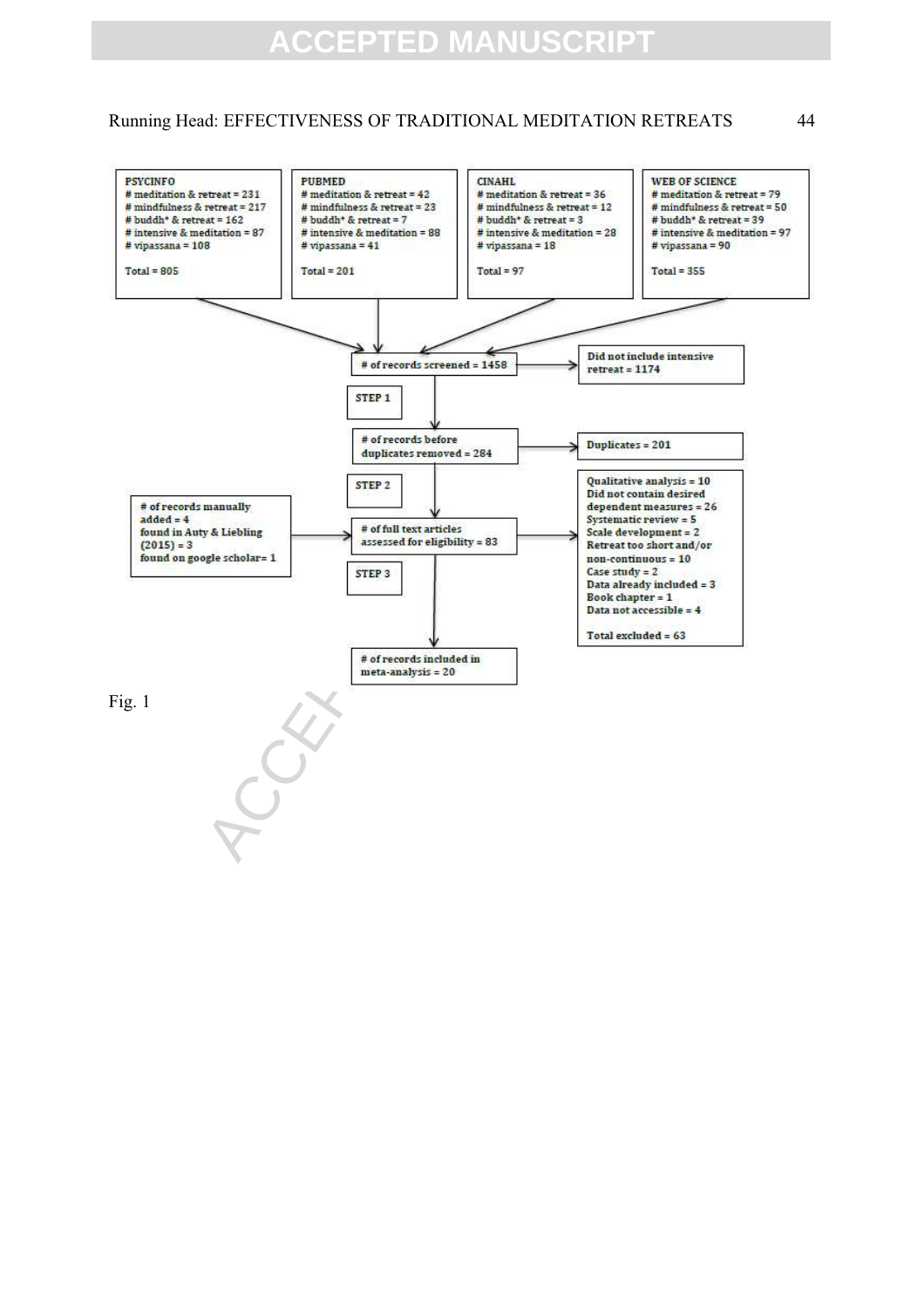**PSYCINFO**
- # meditation & retreat = 231
- # mindfulness & retreat = 217
- # buddh* & retreat = 162
- # intensive & meditation = 87
- # vipassana = 108

Total = 805

**PUBMED**
- # meditation & retreat = 42
- # mindfulness & retreat = 23
- # buddh* & retreat = 7
- # intensive & meditation = 88
- # vipassana = 41

Total = 201

**CINAHL**
- # meditation & retreat = 36
- # mindfulness & retreat = 12
- # buddh* & retreat = 3
- # intensive & meditation = 28
- # vipassana = 18

Total = 97

**WEB OF SCIENCE**
- # meditation & retreat = 79
- # mindfulness & retreat = 50
- # buddh* & retreat = 39
- # intensive & meditation = 97
- # vipassana = 90

Total = 355

# of records screened = 1458 → Did not include intensive retreat = 1174

STEP 1

# of records before duplicates removed = 284 → Duplicates = 201

STEP 2

# of records manually added = 4
found in Auty & Liebling (2015) = 3
found on google scholar= 1

# of full text articles assessed for eligibility = 83 →
Qualitative analysis = 10
Did not contain desired dependent measures = 26
Systematic review = 5
Scale development = 2
Retreat too short and/or non-continuous = 10
Case study = 2
Data already included = 3
Book chapter = 1
Data not accessible = 4

Total excluded = 63

STEP 3

# of records included in meta-analysis = 20

Fig. 1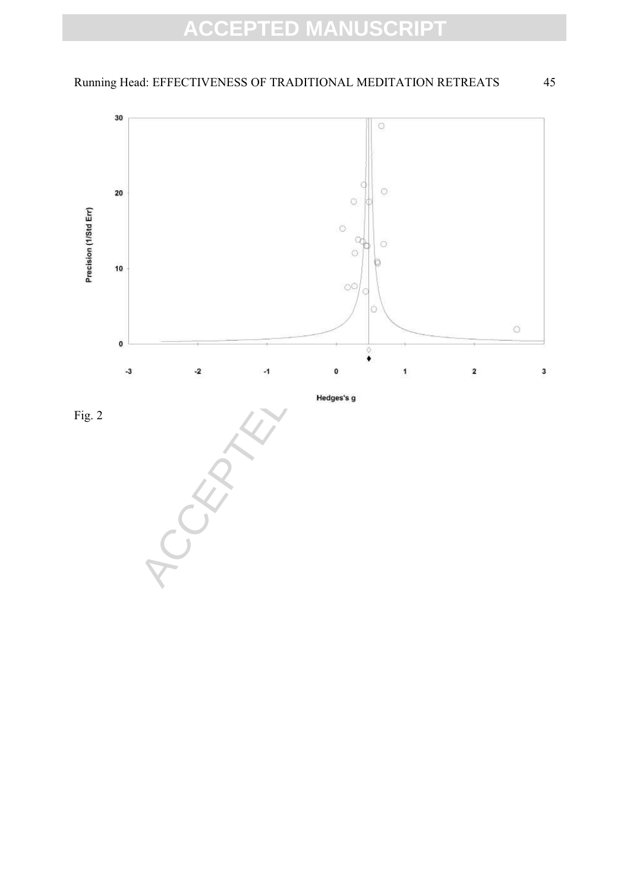Fig. 2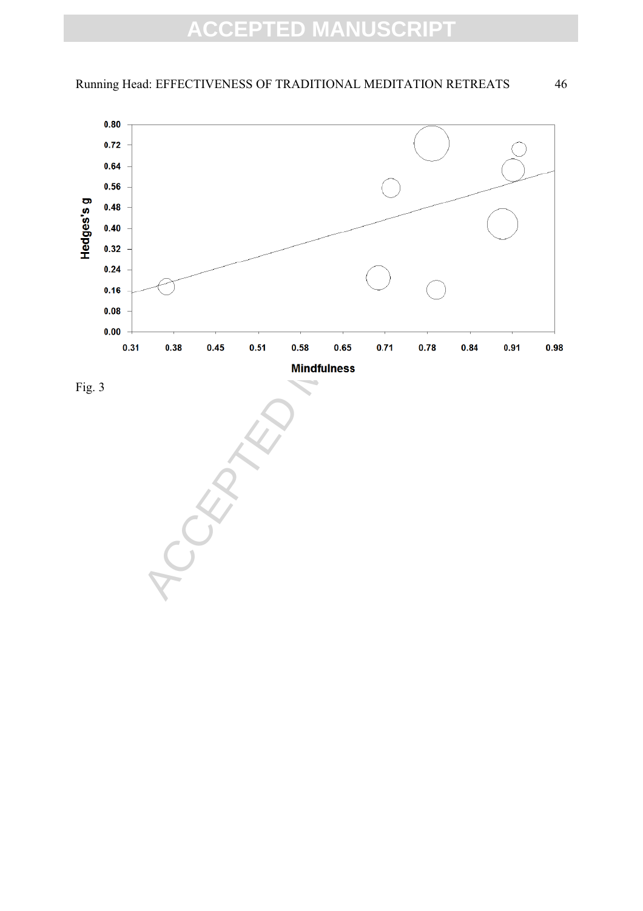Fig. 3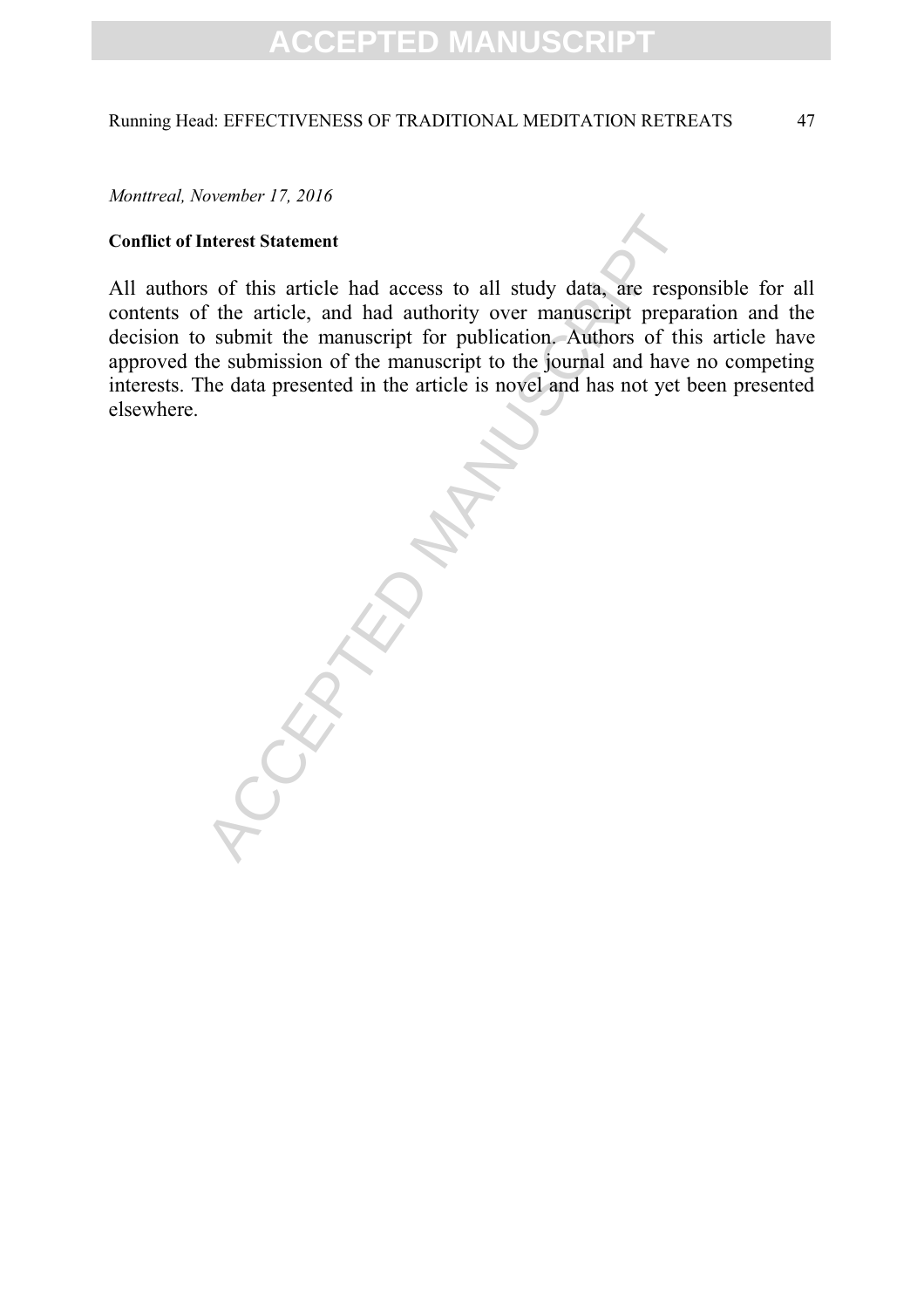*Monttreal, November 17, 2016*

**Conflict of Interest Statement**

All authors of this article had access to all study data, are responsible for all contents of the article, and had authority over manuscript preparation and the decision to submit the manuscript for publication. Authors of this article have approved the submission of the manuscript to the journal and have no competing interests. The data presented in the article is novel and has not yet been presented elsewhere.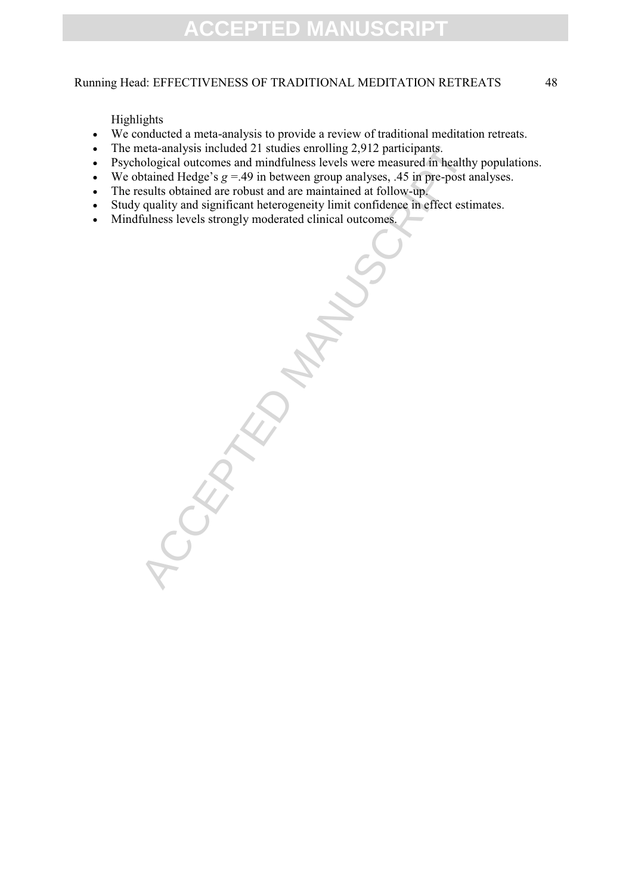Highlights

- We conducted a meta-analysis to provide a review of traditional meditation retreats.
- The meta-analysis included 21 studies enrolling 2,912 participants.
- Psychological outcomes and mindfulness levels were measured in healthy populations.
- We obtained Hedge's $g$ =.49 in between group analyses, .45 in pre-post analyses.
- The results obtained are robust and are maintained at follow-up.
- Study quality and significant heterogeneity limit confidence in effect estimates.
- Mindfulness levels strongly moderated clinical outcomes.